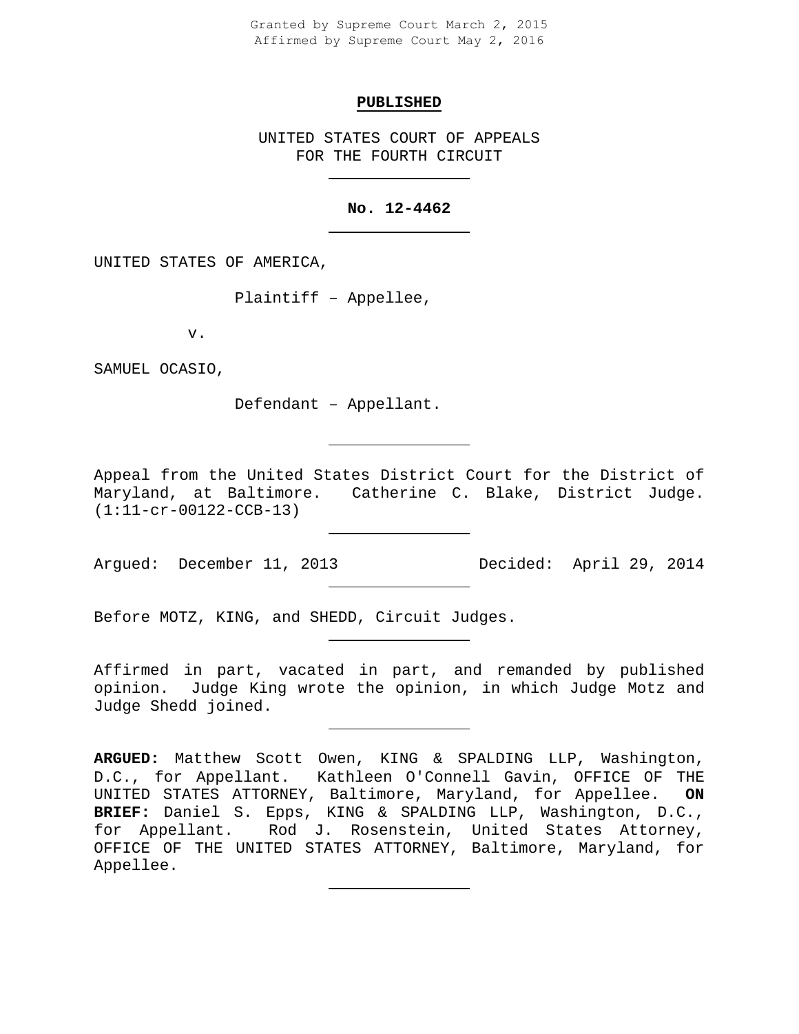Granted by Supreme Court March 2, 2015
Affirmed by Supreme Court May 2, 2016

**PUBLISHED**

UNITED STATES COURT OF APPEALS
FOR THE FOURTH CIRCUIT

**No. 12-4462**

UNITED STATES OF AMERICA,

Plaintiff – Appellee,

v.

SAMUEL OCASIO,

Defendant – Appellant.

Appeal from the United States District Court for the District of Maryland, at Baltimore. Catherine C. Blake, District Judge. (1:11-cr-00122-CCB-13)

Argued: December 11, 2013 Decided: April 29, 2014

Before MOTZ, KING, and SHEDD, Circuit Judges.

Affirmed in part, vacated in part, and remanded by published opinion. Judge King wrote the opinion, in which Judge Motz and Judge Shedd joined.

**ARGUED:** Matthew Scott Owen, KING & SPALDING LLP, Washington, D.C., for Appellant. Kathleen O'Connell Gavin, OFFICE OF THE UNITED STATES ATTORNEY, Baltimore, Maryland, for Appellee. **ON BRIEF:** Daniel S. Epps, KING & SPALDING LLP, Washington, D.C., for Appellant. Rod J. Rosenstein, United States Attorney, OFFICE OF THE UNITED STATES ATTORNEY, Baltimore, Maryland, for Appellee.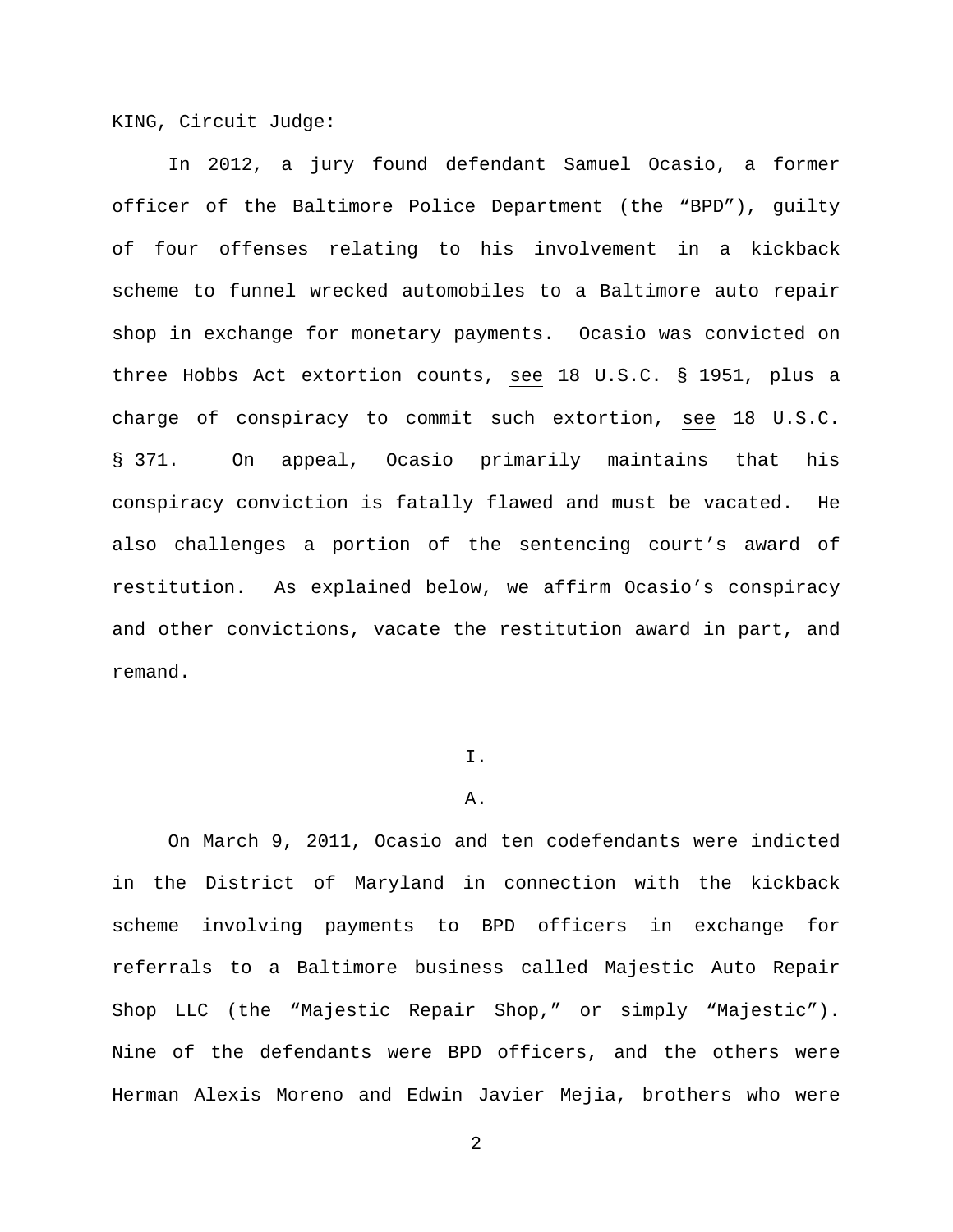KING, Circuit Judge:

In 2012, a jury found defendant Samuel Ocasio, a former officer of the Baltimore Police Department (the "BPD"), guilty of four offenses relating to his involvement in a kickback scheme to funnel wrecked automobiles to a Baltimore auto repair shop in exchange for monetary payments. Ocasio was convicted on three Hobbs Act extortion counts, see 18 U.S.C. § 1951, plus a charge of conspiracy to commit such extortion, see 18 U.S.C. § 371. On appeal, Ocasio primarily maintains that his conspiracy conviction is fatally flawed and must be vacated. He also challenges a portion of the sentencing court's award of restitution. As explained below, we affirm Ocasio's conspiracy and other convictions, vacate the restitution award in part, and remand.

I.

A.

On March 9, 2011, Ocasio and ten codefendants were indicted in the District of Maryland in connection with the kickback scheme involving payments to BPD officers in exchange for referrals to a Baltimore business called Majestic Auto Repair Shop LLC (the "Majestic Repair Shop," or simply "Majestic"). Nine of the defendants were BPD officers, and the others were Herman Alexis Moreno and Edwin Javier Mejia, brothers who were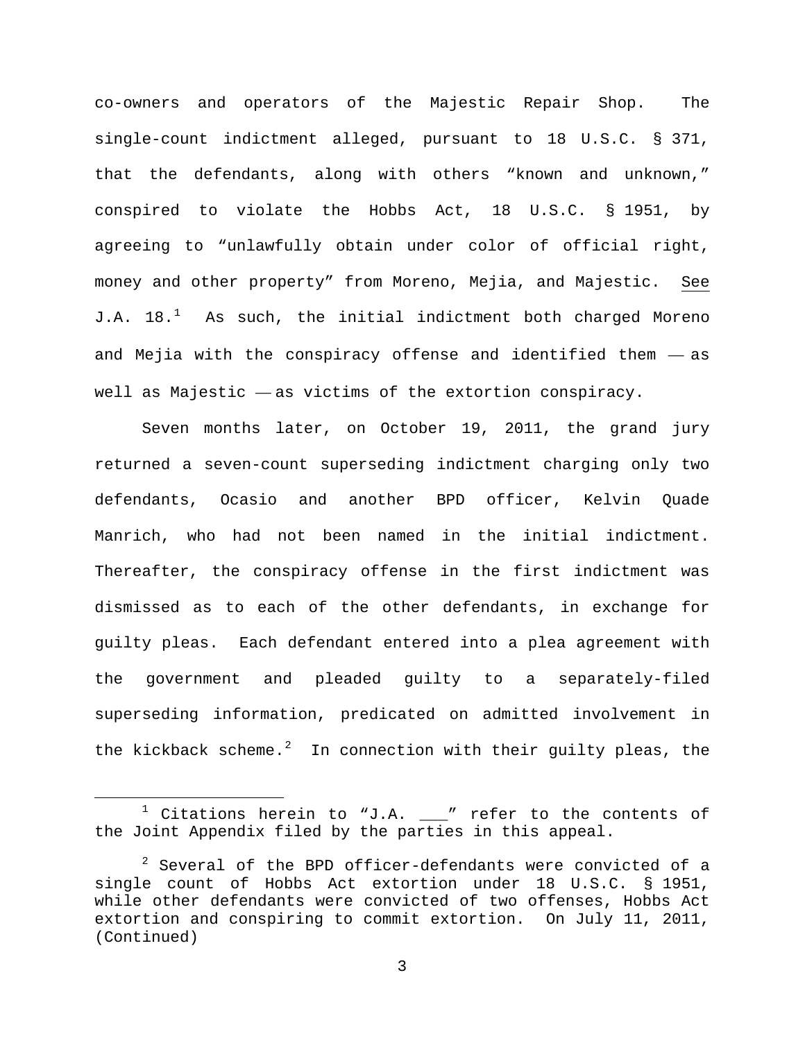co-owners and operators of the Majestic Repair Shop. The single-count indictment alleged, pursuant to 18 U.S.C. § 371, that the defendants, along with others "known and unknown," conspired to violate the Hobbs Act, 18 U.S.C. § 1951, by agreeing to "unlawfully obtain under color of official right, money and other property" from Moreno, Mejia, and Majestic. See J.A. 18.[1] As such, the initial indictment both charged Moreno and Mejia with the conspiracy offense and identified them — as well as Majestic — as victims of the extortion conspiracy.

Seven months later, on October 19, 2011, the grand jury returned a seven-count superseding indictment charging only two defendants, Ocasio and another BPD officer, Kelvin Quade Manrich, who had not been named in the initial indictment. Thereafter, the conspiracy offense in the first indictment was dismissed as to each of the other defendants, in exchange for guilty pleas. Each defendant entered into a plea agreement with the government and pleaded guilty to a separately-filed superseding information, predicated on admitted involvement in the kickback scheme.[2] In connection with their guilty pleas, the

---

[1] Citations herein to "J.A. ___" refer to the contents of the Joint Appendix filed by the parties in this appeal.

[2] Several of the BPD officer-defendants were convicted of a single count of Hobbs Act extortion under 18 U.S.C. § 1951, while other defendants were convicted of two offenses, Hobbs Act extortion and conspiring to commit extortion. On July 11, 2011, (Continued)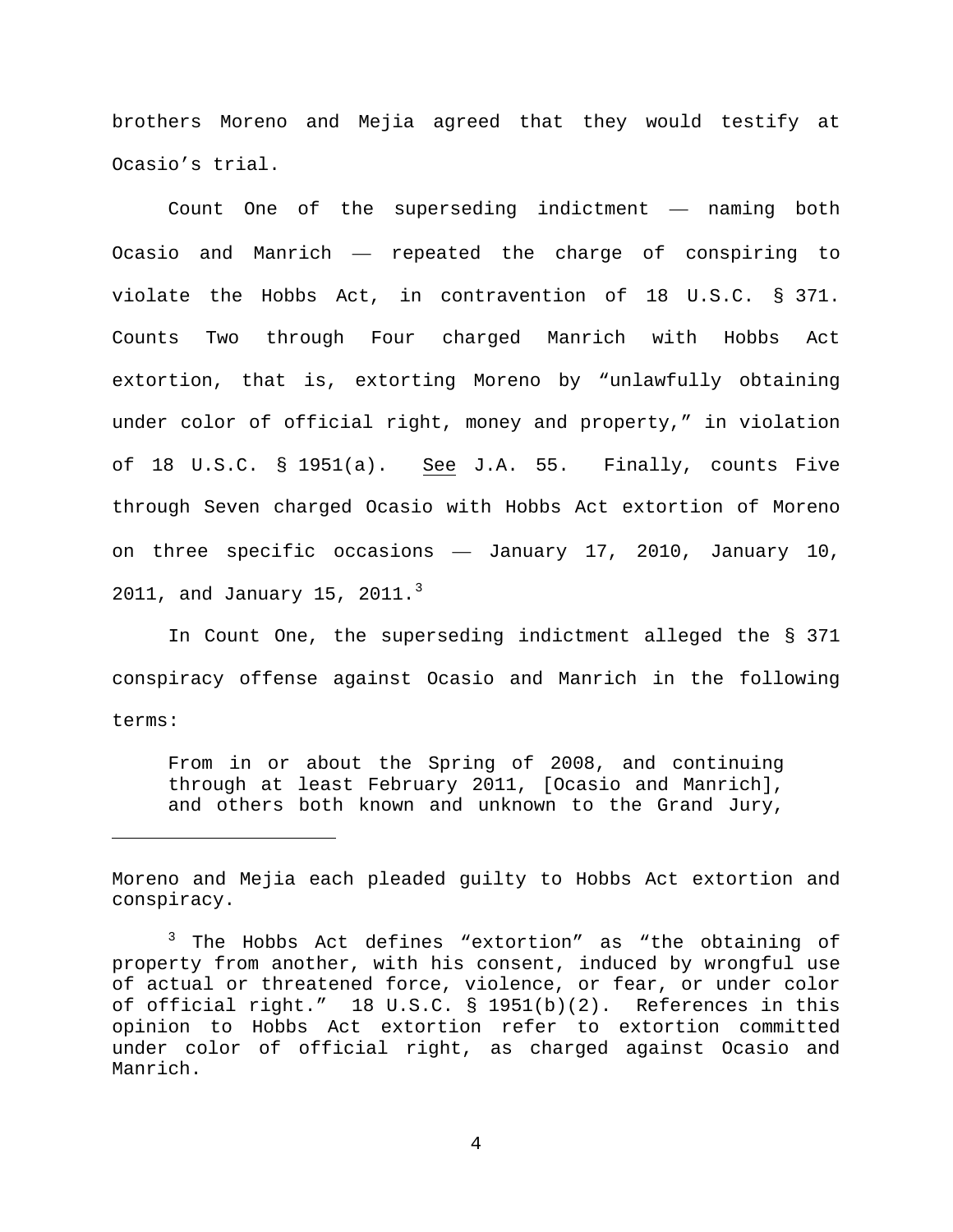brothers Moreno and Mejia agreed that they would testify at Ocasio's trial.

Count One of the superseding indictment — naming both Ocasio and Manrich — repeated the charge of conspiring to violate the Hobbs Act, in contravention of 18 U.S.C. § 371. Counts Two through Four charged Manrich with Hobbs Act extortion, that is, extorting Moreno by "unlawfully obtaining under color of official right, money and property," in violation of 18 U.S.C. § 1951(a). See J.A. 55. Finally, counts Five through Seven charged Ocasio with Hobbs Act extortion of Moreno on three specific occasions — January 17, 2010, January 10, 2011, and January 15, 2011.[3]

In Count One, the superseding indictment alleged the § 371 conspiracy offense against Ocasio and Manrich in the following terms:

> From in or about the Spring of 2008, and continuing through at least February 2011, [Ocasio and Manrich], and others both known and unknown to the Grand Jury,

---

Moreno and Mejia each pleaded guilty to Hobbs Act extortion and conspiracy.

[3] The Hobbs Act defines "extortion" as "the obtaining of property from another, with his consent, induced by wrongful use of actual or threatened force, violence, or fear, or under color of official right." 18 U.S.C. § 1951(b)(2). References in this opinion to Hobbs Act extortion refer to extortion committed under color of official right, as charged against Ocasio and Manrich.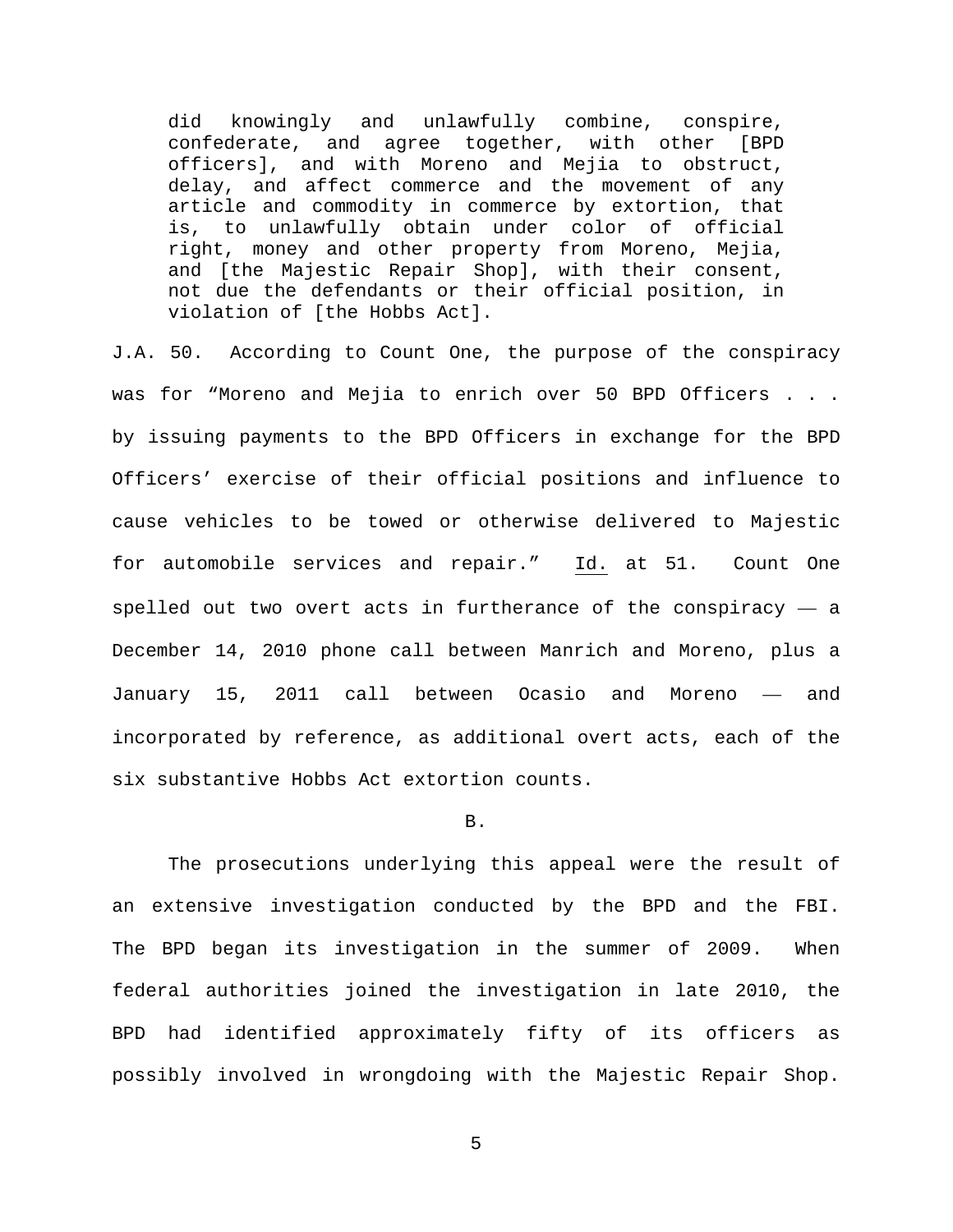> did knowingly and unlawfully combine, conspire, confederate, and agree together, with other [BPD officers], and with Moreno and Mejia to obstruct, delay, and affect commerce and the movement of any article and commodity in commerce by extortion, that is, to unlawfully obtain under color of official right, money and other property from Moreno, Mejia, and [the Majestic Repair Shop], with their consent, not due the defendants or their official position, in violation of [the Hobbs Act].

J.A. 50. According to Count One, the purpose of the conspiracy was for "Moreno and Mejia to enrich over 50 BPD Officers . . . by issuing payments to the BPD Officers in exchange for the BPD Officers' exercise of their official positions and influence to cause vehicles to be towed or otherwise delivered to Majestic for automobile services and repair." Id. at 51. Count One spelled out two overt acts in furtherance of the conspiracy — a December 14, 2010 phone call between Manrich and Moreno, plus a January 15, 2011 call between Ocasio and Moreno — and incorporated by reference, as additional overt acts, each of the six substantive Hobbs Act extortion counts.

B.

The prosecutions underlying this appeal were the result of an extensive investigation conducted by the BPD and the FBI. The BPD began its investigation in the summer of 2009. When federal authorities joined the investigation in late 2010, the BPD had identified approximately fifty of its officers as possibly involved in wrongdoing with the Majestic Repair Shop.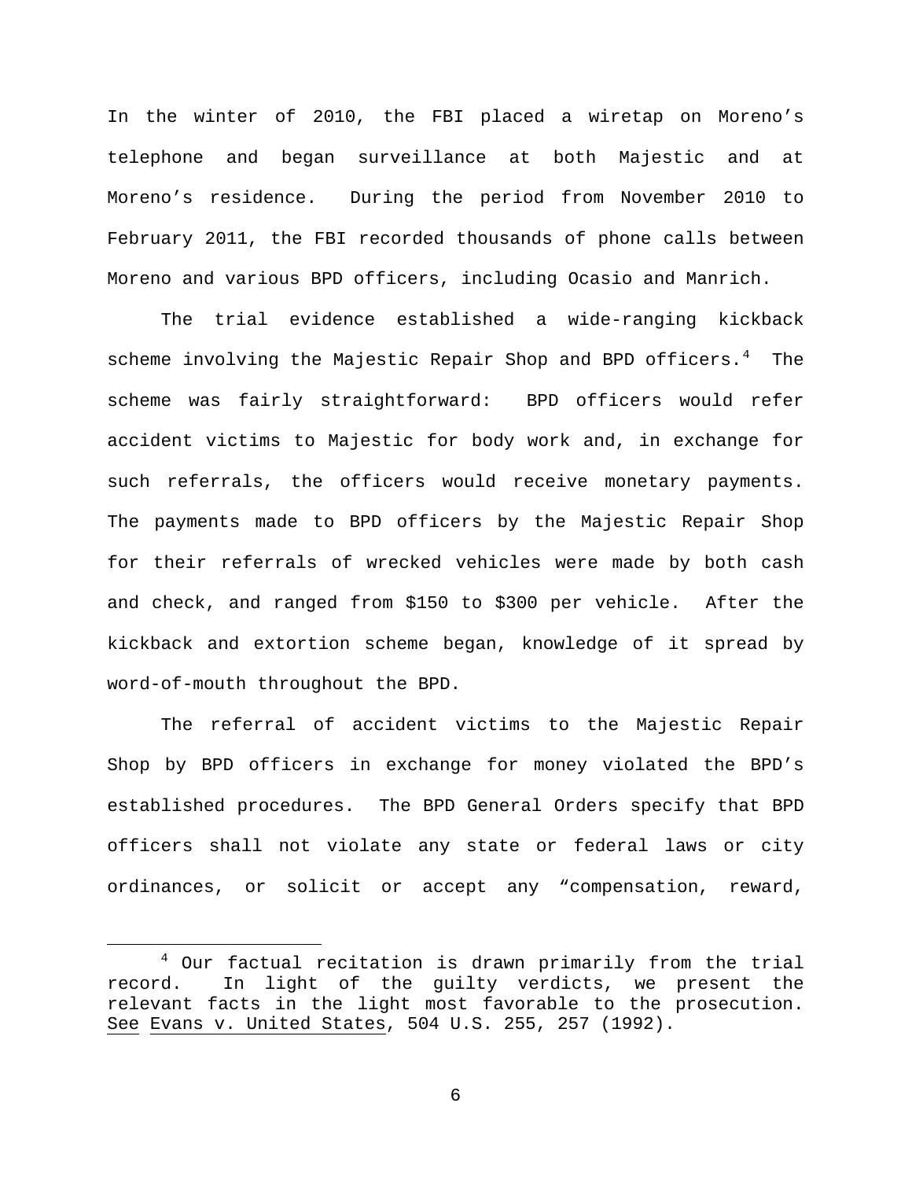In the winter of 2010, the FBI placed a wiretap on Moreno's telephone and began surveillance at both Majestic and at Moreno's residence. During the period from November 2010 to February 2011, the FBI recorded thousands of phone calls between Moreno and various BPD officers, including Ocasio and Manrich.

The trial evidence established a wide-ranging kickback scheme involving the Majestic Repair Shop and BPD officers.[4] The scheme was fairly straightforward: BPD officers would refer accident victims to Majestic for body work and, in exchange for such referrals, the officers would receive monetary payments. The payments made to BPD officers by the Majestic Repair Shop for their referrals of wrecked vehicles were made by both cash and check, and ranged from \$150 to \$300 per vehicle. After the kickback and extortion scheme began, knowledge of it spread by word-of-mouth throughout the BPD.

The referral of accident victims to the Majestic Repair Shop by BPD officers in exchange for money violated the BPD's established procedures. The BPD General Orders specify that BPD officers shall not violate any state or federal laws or city ordinances, or solicit or accept any "compensation, reward,

---

[4] Our factual recitation is drawn primarily from the trial record. In light of the guilty verdicts, we present the relevant facts in the light most favorable to the prosecution. <u>See</u> <u>Evans v. United States</u>, 504 U.S. 255, 257 (1992).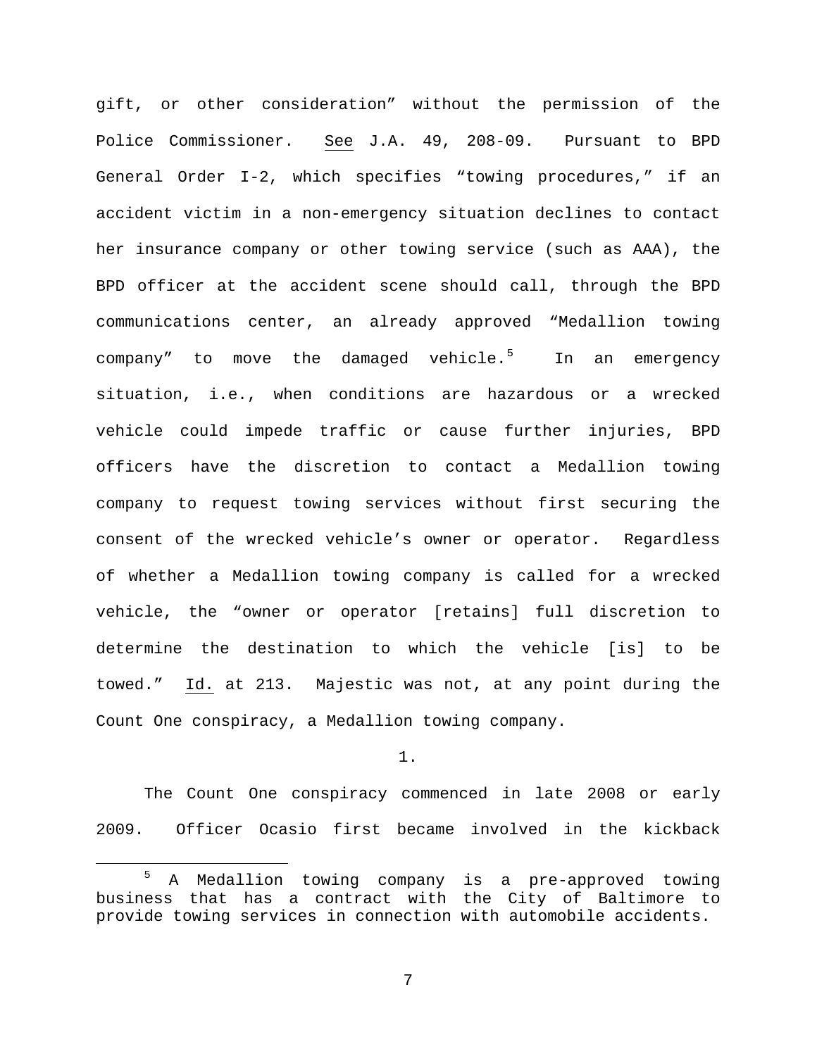gift, or other consideration" without the permission of the Police Commissioner. See J.A. 49, 208-09. Pursuant to BPD General Order I-2, which specifies "towing procedures," if an accident victim in a non-emergency situation declines to contact her insurance company or other towing service (such as AAA), the BPD officer at the accident scene should call, through the BPD communications center, an already approved "Medallion towing company" to move the damaged vehicle.[5] In an emergency situation, i.e., when conditions are hazardous or a wrecked vehicle could impede traffic or cause further injuries, BPD officers have the discretion to contact a Medallion towing company to request towing services without first securing the consent of the wrecked vehicle's owner or operator. Regardless of whether a Medallion towing company is called for a wrecked vehicle, the "owner or operator [retains] full discretion to determine the destination to which the vehicle [is] to be towed." Id. at 213. Majestic was not, at any point during the Count One conspiracy, a Medallion towing company.

1.

The Count One conspiracy commenced in late 2008 or early 2009. Officer Ocasio first became involved in the kickback

[5] A Medallion towing company is a pre-approved towing business that has a contract with the City of Baltimore to provide towing services in connection with automobile accidents.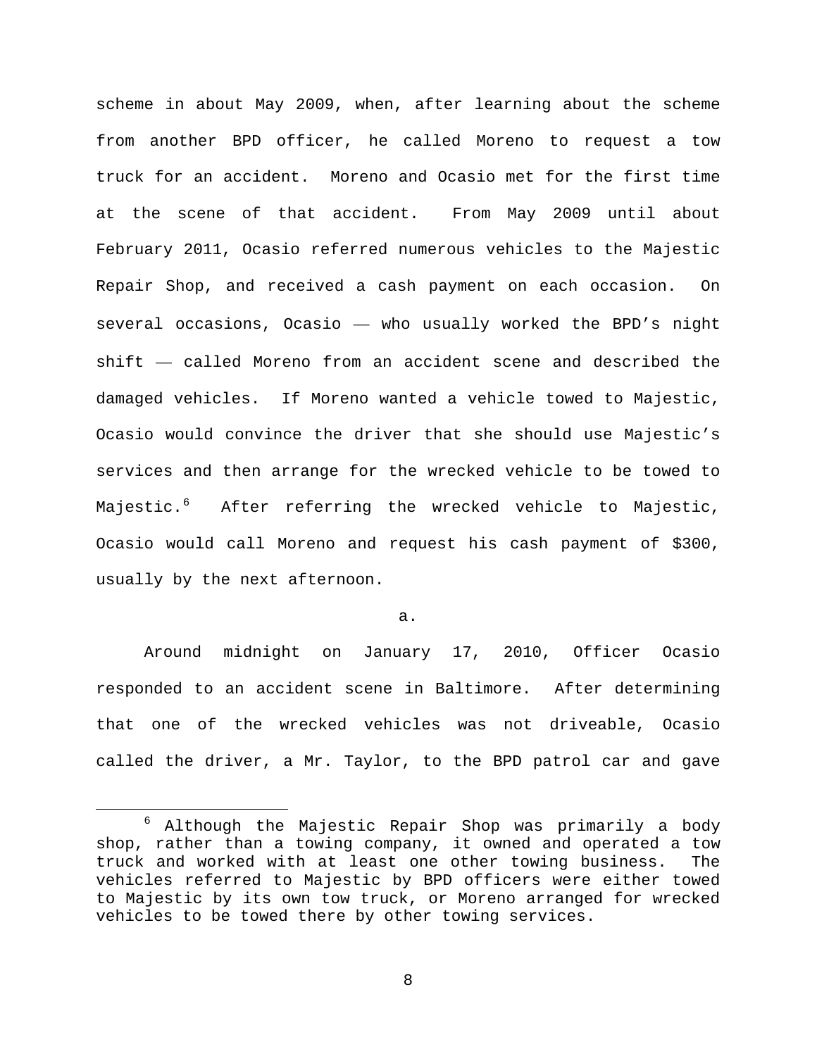scheme in about May 2009, when, after learning about the scheme from another BPD officer, he called Moreno to request a tow truck for an accident. Moreno and Ocasio met for the first time at the scene of that accident. From May 2009 until about February 2011, Ocasio referred numerous vehicles to the Majestic Repair Shop, and received a cash payment on each occasion. On several occasions, Ocasio — who usually worked the BPD's night shift — called Moreno from an accident scene and described the damaged vehicles. If Moreno wanted a vehicle towed to Majestic, Ocasio would convince the driver that she should use Majestic's services and then arrange for the wrecked vehicle to be towed to Majestic.[6] After referring the wrecked vehicle to Majestic, Ocasio would call Moreno and request his cash payment of $300, usually by the next afternoon.

a.

Around midnight on January 17, 2010, Officer Ocasio responded to an accident scene in Baltimore. After determining that one of the wrecked vehicles was not driveable, Ocasio called the driver, a Mr. Taylor, to the BPD patrol car and gave

[6] Although the Majestic Repair Shop was primarily a body shop, rather than a towing company, it owned and operated a tow truck and worked with at least one other towing business. The vehicles referred to Majestic by BPD officers were either towed to Majestic by its own tow truck, or Moreno arranged for wrecked vehicles to be towed there by other towing services.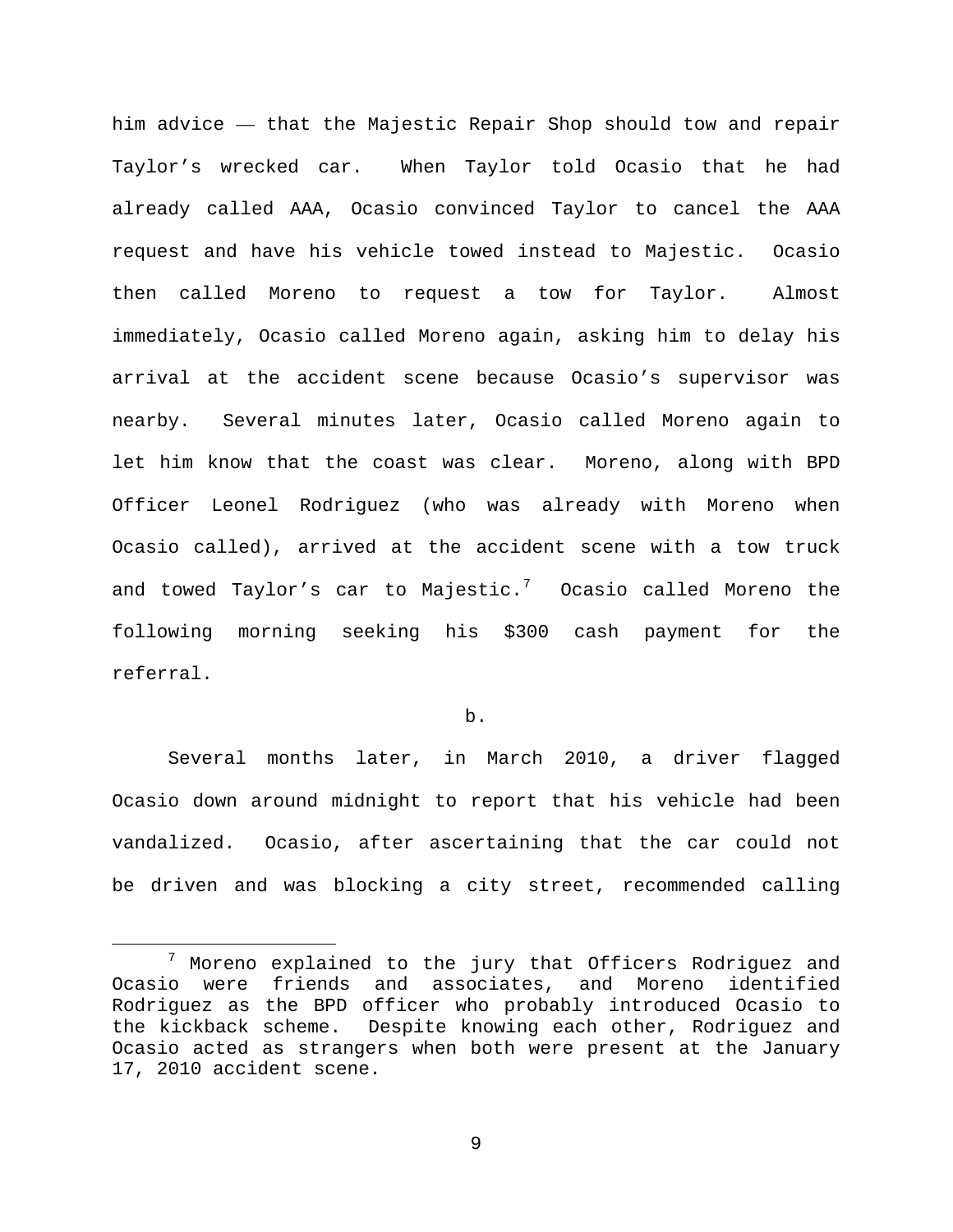him advice — that the Majestic Repair Shop should tow and repair Taylor's wrecked car. When Taylor told Ocasio that he had already called AAA, Ocasio convinced Taylor to cancel the AAA request and have his vehicle towed instead to Majestic. Ocasio then called Moreno to request a tow for Taylor. Almost immediately, Ocasio called Moreno again, asking him to delay his arrival at the accident scene because Ocasio's supervisor was nearby. Several minutes later, Ocasio called Moreno again to let him know that the coast was clear. Moreno, along with BPD Officer Leonel Rodriguez (who was already with Moreno when Ocasio called), arrived at the accident scene with a tow truck and towed Taylor's car to Majestic.[7] Ocasio called Moreno the following morning seeking his $300 cash payment for the referral.

b.

Several months later, in March 2010, a driver flagged Ocasio down around midnight to report that his vehicle had been vandalized. Ocasio, after ascertaining that the car could not be driven and was blocking a city street, recommended calling

[7] Moreno explained to the jury that Officers Rodriguez and Ocasio were friends and associates, and Moreno identified Rodriguez as the BPD officer who probably introduced Ocasio to the kickback scheme. Despite knowing each other, Rodriguez and Ocasio acted as strangers when both were present at the January 17, 2010 accident scene.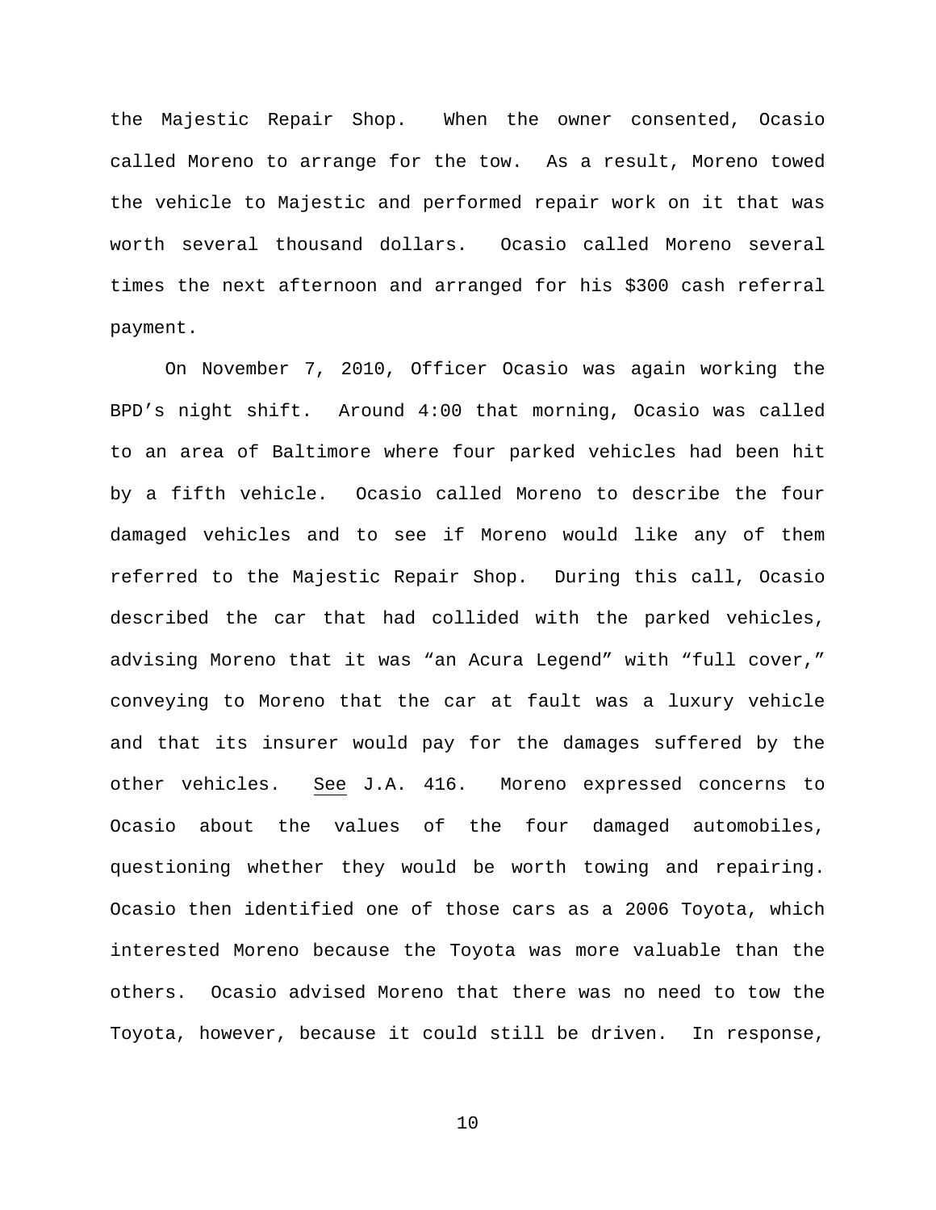the Majestic Repair Shop. When the owner consented, Ocasio called Moreno to arrange for the tow. As a result, Moreno towed the vehicle to Majestic and performed repair work on it that was worth several thousand dollars. Ocasio called Moreno several times the next afternoon and arranged for his $300 cash referral payment.

On November 7, 2010, Officer Ocasio was again working the BPD's night shift. Around 4:00 that morning, Ocasio was called to an area of Baltimore where four parked vehicles had been hit by a fifth vehicle. Ocasio called Moreno to describe the four damaged vehicles and to see if Moreno would like any of them referred to the Majestic Repair Shop. During this call, Ocasio described the car that had collided with the parked vehicles, advising Moreno that it was "an Acura Legend" with "full cover," conveying to Moreno that the car at fault was a luxury vehicle and that its insurer would pay for the damages suffered by the other vehicles. <u>See</u> J.A. 416. Moreno expressed concerns to Ocasio about the values of the four damaged automobiles, questioning whether they would be worth towing and repairing. Ocasio then identified one of those cars as a 2006 Toyota, which interested Moreno because the Toyota was more valuable than the others. Ocasio advised Moreno that there was no need to tow the Toyota, however, because it could still be driven. In response,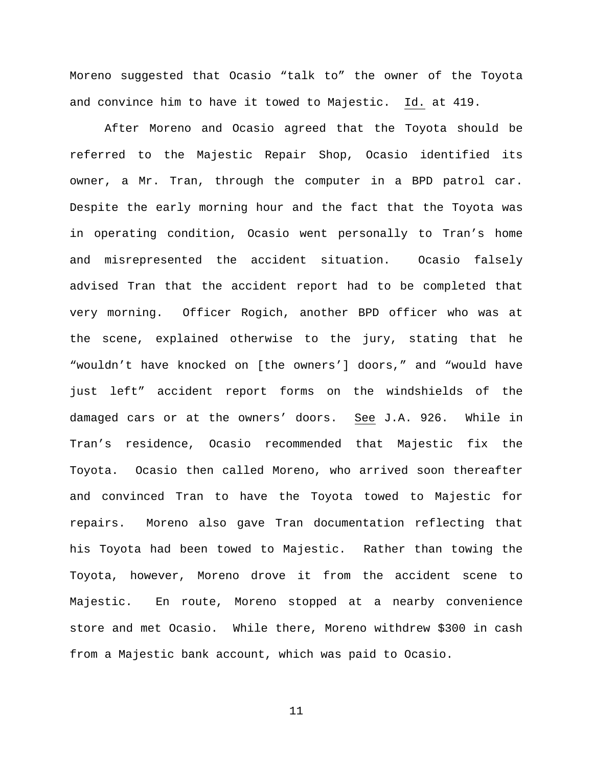Moreno suggested that Ocasio "talk to" the owner of the Toyota and convince him to have it towed to Majestic. Id. at 419.

After Moreno and Ocasio agreed that the Toyota should be referred to the Majestic Repair Shop, Ocasio identified its owner, a Mr. Tran, through the computer in a BPD patrol car. Despite the early morning hour and the fact that the Toyota was in operating condition, Ocasio went personally to Tran's home and misrepresented the accident situation. Ocasio falsely advised Tran that the accident report had to be completed that very morning. Officer Rogich, another BPD officer who was at the scene, explained otherwise to the jury, stating that he "wouldn't have knocked on [the owners'] doors," and "would have just left" accident report forms on the windshields of the damaged cars or at the owners' doors. See J.A. 926. While in Tran's residence, Ocasio recommended that Majestic fix the Toyota. Ocasio then called Moreno, who arrived soon thereafter and convinced Tran to have the Toyota towed to Majestic for repairs. Moreno also gave Tran documentation reflecting that his Toyota had been towed to Majestic. Rather than towing the Toyota, however, Moreno drove it from the accident scene to Majestic. En route, Moreno stopped at a nearby convenience store and met Ocasio. While there, Moreno withdrew $300 in cash from a Majestic bank account, which was paid to Ocasio.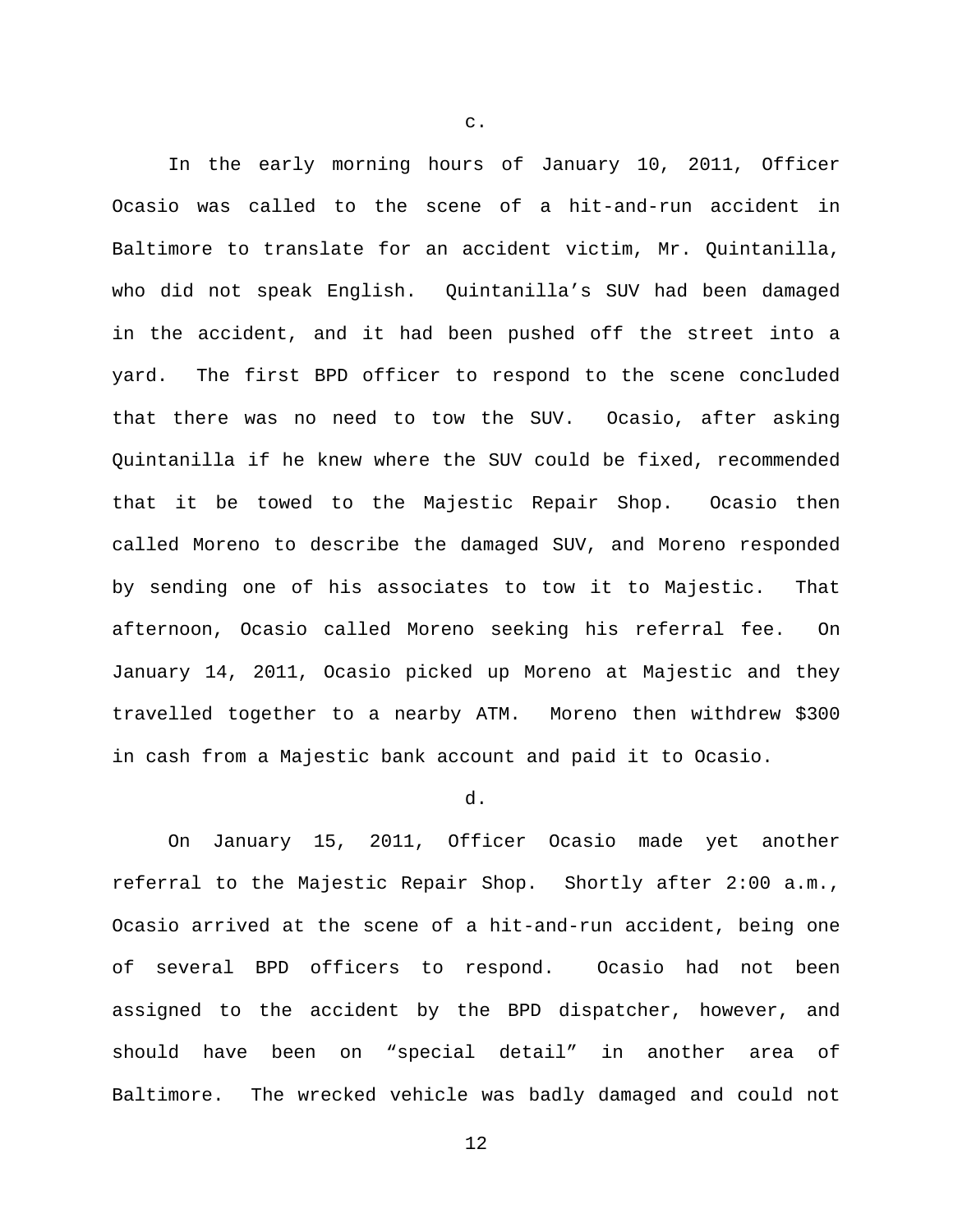c.

In the early morning hours of January 10, 2011, Officer Ocasio was called to the scene of a hit-and-run accident in Baltimore to translate for an accident victim, Mr. Quintanilla, who did not speak English. Quintanilla's SUV had been damaged in the accident, and it had been pushed off the street into a yard. The first BPD officer to respond to the scene concluded that there was no need to tow the SUV. Ocasio, after asking Quintanilla if he knew where the SUV could be fixed, recommended that it be towed to the Majestic Repair Shop. Ocasio then called Moreno to describe the damaged SUV, and Moreno responded by sending one of his associates to tow it to Majestic. That afternoon, Ocasio called Moreno seeking his referral fee. On January 14, 2011, Ocasio picked up Moreno at Majestic and they travelled together to a nearby ATM. Moreno then withdrew $300 in cash from a Majestic bank account and paid it to Ocasio.

d.

On January 15, 2011, Officer Ocasio made yet another referral to the Majestic Repair Shop. Shortly after 2:00 a.m., Ocasio arrived at the scene of a hit-and-run accident, being one of several BPD officers to respond. Ocasio had not been assigned to the accident by the BPD dispatcher, however, and should have been on "special detail" in another area of Baltimore. The wrecked vehicle was badly damaged and could not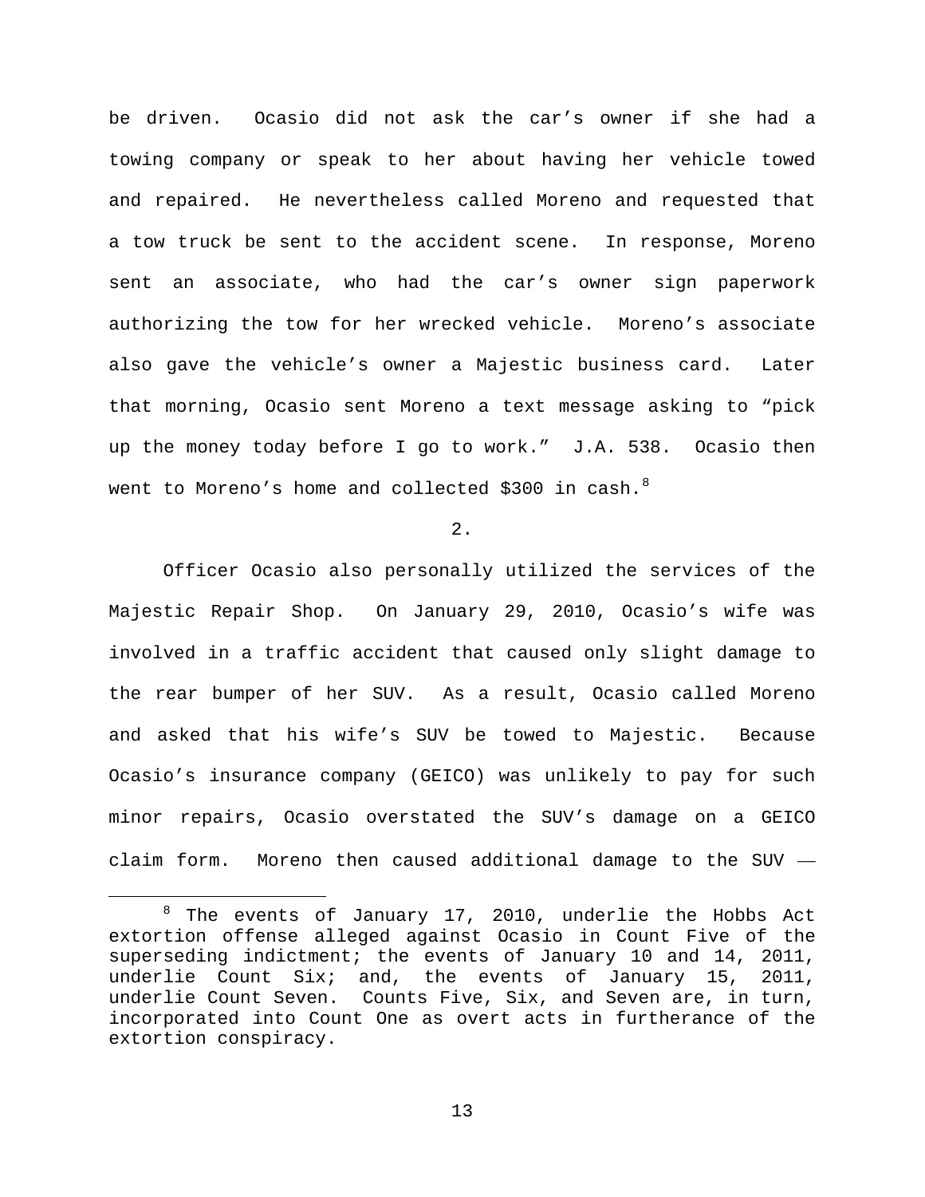be driven. Ocasio did not ask the car's owner if she had a towing company or speak to her about having her vehicle towed and repaired. He nevertheless called Moreno and requested that a tow truck be sent to the accident scene. In response, Moreno sent an associate, who had the car's owner sign paperwork authorizing the tow for her wrecked vehicle. Moreno's associate also gave the vehicle's owner a Majestic business card. Later that morning, Ocasio sent Moreno a text message asking to "pick up the money today before I go to work." J.A. 538. Ocasio then went to Moreno's home and collected $300 in cash.[8]

2.

Officer Ocasio also personally utilized the services of the Majestic Repair Shop. On January 29, 2010, Ocasio's wife was involved in a traffic accident that caused only slight damage to the rear bumper of her SUV. As a result, Ocasio called Moreno and asked that his wife's SUV be towed to Majestic. Because Ocasio's insurance company (GEICO) was unlikely to pay for such minor repairs, Ocasio overstated the SUV's damage on a GEICO claim form. Moreno then caused additional damage to the SUV —

[8] The events of January 17, 2010, underlie the Hobbs Act extortion offense alleged against Ocasio in Count Five of the superseding indictment; the events of January 10 and 14, 2011, underlie Count Six; and, the events of January 15, 2011, underlie Count Seven. Counts Five, Six, and Seven are, in turn, incorporated into Count One as overt acts in furtherance of the extortion conspiracy.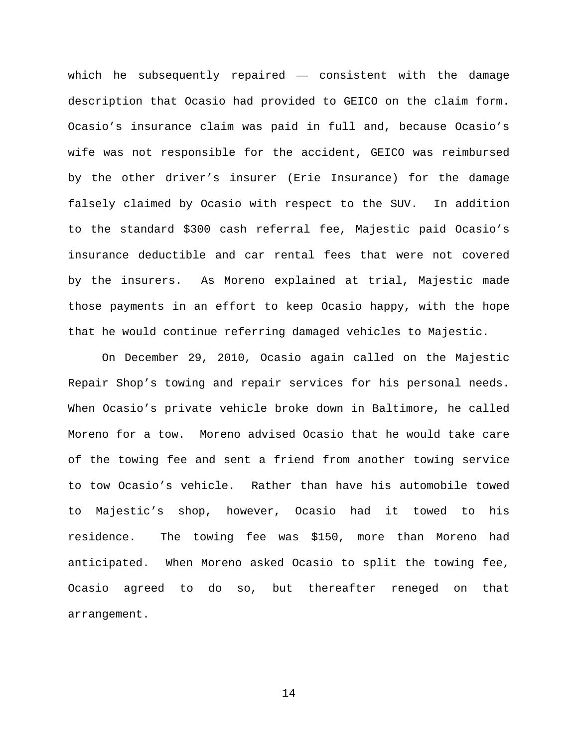which he subsequently repaired —— consistent with the damage description that Ocasio had provided to GEICO on the claim form. Ocasio's insurance claim was paid in full and, because Ocasio's wife was not responsible for the accident, GEICO was reimbursed by the other driver's insurer (Erie Insurance) for the damage falsely claimed by Ocasio with respect to the SUV. In addition to the standard $300 cash referral fee, Majestic paid Ocasio's insurance deductible and car rental fees that were not covered by the insurers. As Moreno explained at trial, Majestic made those payments in an effort to keep Ocasio happy, with the hope that he would continue referring damaged vehicles to Majestic.

On December 29, 2010, Ocasio again called on the Majestic Repair Shop's towing and repair services for his personal needs. When Ocasio's private vehicle broke down in Baltimore, he called Moreno for a tow. Moreno advised Ocasio that he would take care of the towing fee and sent a friend from another towing service to tow Ocasio's vehicle. Rather than have his automobile towed to Majestic's shop, however, Ocasio had it towed to his residence. The towing fee was $150, more than Moreno had anticipated. When Moreno asked Ocasio to split the towing fee, Ocasio agreed to do so, but thereafter reneged on that arrangement.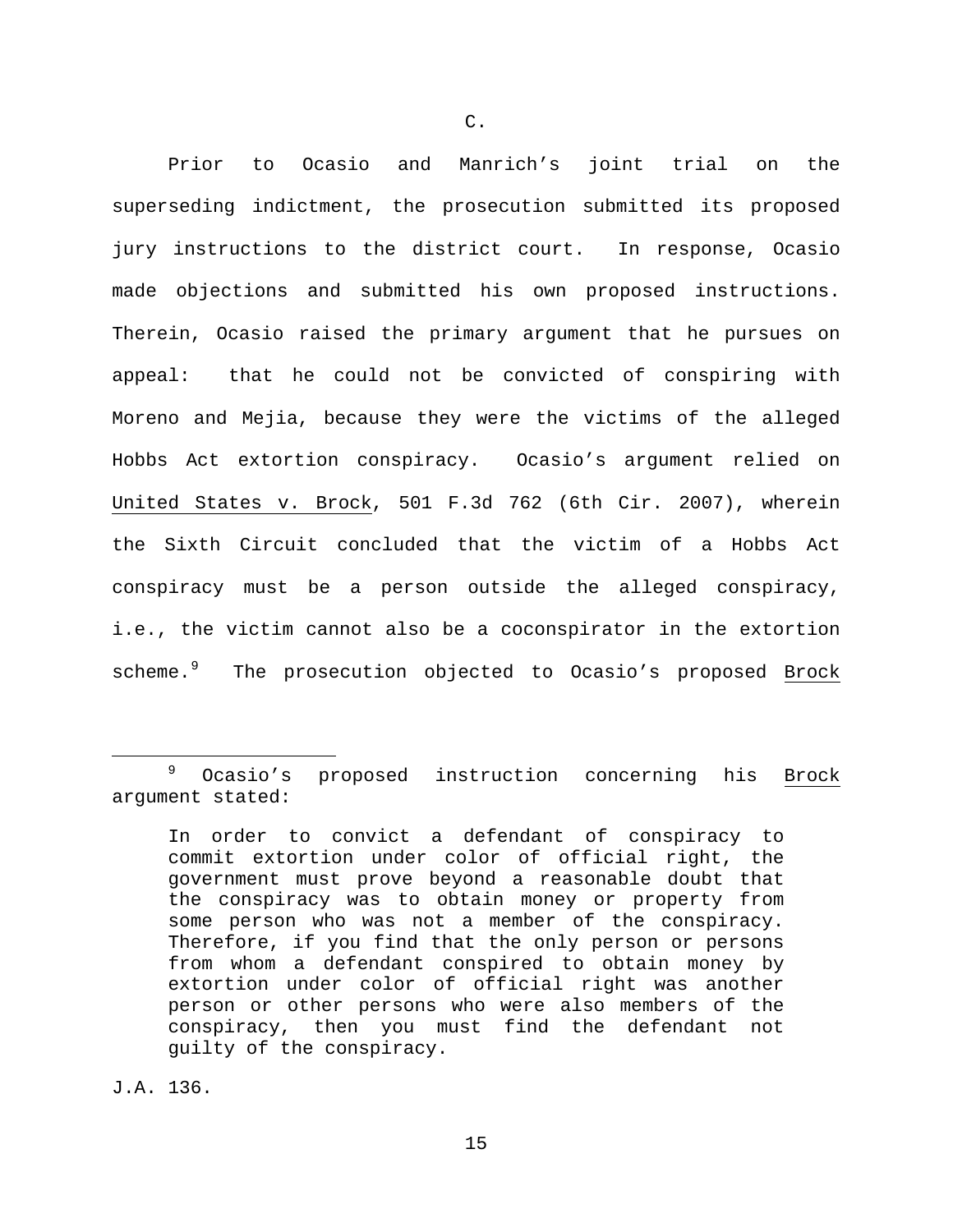C.

Prior to Ocasio and Manrich's joint trial on the superseding indictment, the prosecution submitted its proposed jury instructions to the district court. In response, Ocasio made objections and submitted his own proposed instructions. Therein, Ocasio raised the primary argument that he pursues on appeal: that he could not be convicted of conspiring with Moreno and Mejia, because they were the victims of the alleged Hobbs Act extortion conspiracy. Ocasio's argument relied on United States v. Brock, 501 F.3d 762 (6th Cir. 2007), wherein the Sixth Circuit concluded that the victim of a Hobbs Act conspiracy must be a person outside the alleged conspiracy, i.e., the victim cannot also be a coconspirator in the extortion scheme.[9] The prosecution objected to Ocasio's proposed Brock

---

[9] Ocasio's proposed instruction concerning his Brock argument stated:

> In order to convict a defendant of conspiracy to commit extortion under color of official right, the government must prove beyond a reasonable doubt that the conspiracy was to obtain money or property from some person who was not a member of the conspiracy. Therefore, if you find that the only person or persons from whom a defendant conspired to obtain money by extortion under color of official right was another person or other persons who were also members of the conspiracy, then you must find the defendant not guilty of the conspiracy.

J.A. 136.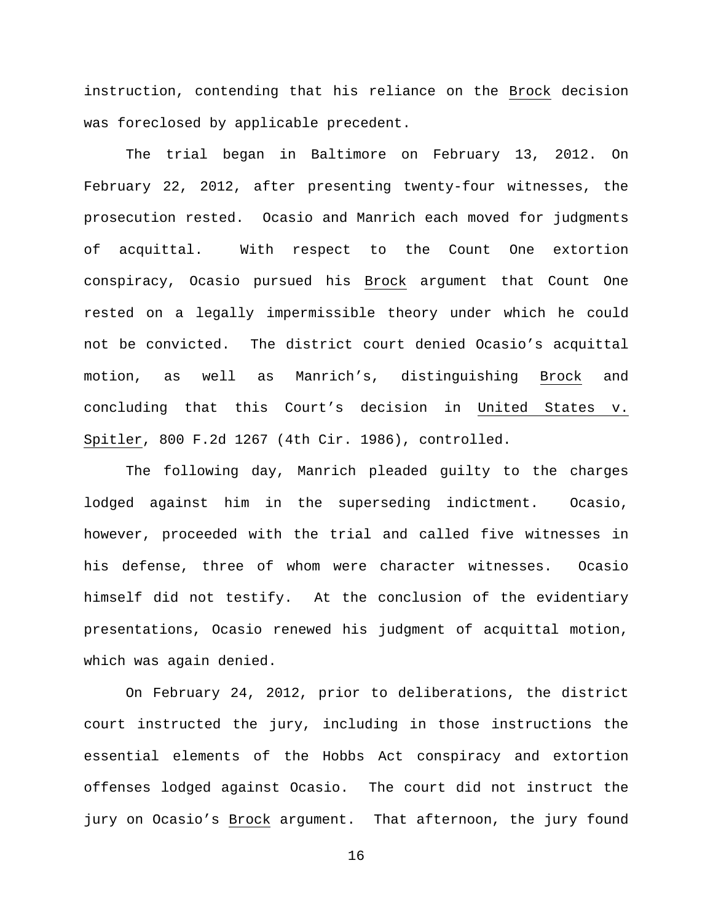instruction, contending that his reliance on the Brock decision was foreclosed by applicable precedent.

The trial began in Baltimore on February 13, 2012. On February 22, 2012, after presenting twenty-four witnesses, the prosecution rested. Ocasio and Manrich each moved for judgments of acquittal. With respect to the Count One extortion conspiracy, Ocasio pursued his Brock argument that Count One rested on a legally impermissible theory under which he could not be convicted. The district court denied Ocasio's acquittal motion, as well as Manrich's, distinguishing Brock and concluding that this Court's decision in United States v. Spitler, 800 F.2d 1267 (4th Cir. 1986), controlled.

The following day, Manrich pleaded guilty to the charges lodged against him in the superseding indictment. Ocasio, however, proceeded with the trial and called five witnesses in his defense, three of whom were character witnesses. Ocasio himself did not testify. At the conclusion of the evidentiary presentations, Ocasio renewed his judgment of acquittal motion, which was again denied.

On February 24, 2012, prior to deliberations, the district court instructed the jury, including in those instructions the essential elements of the Hobbs Act conspiracy and extortion offenses lodged against Ocasio. The court did not instruct the jury on Ocasio's Brock argument. That afternoon, the jury found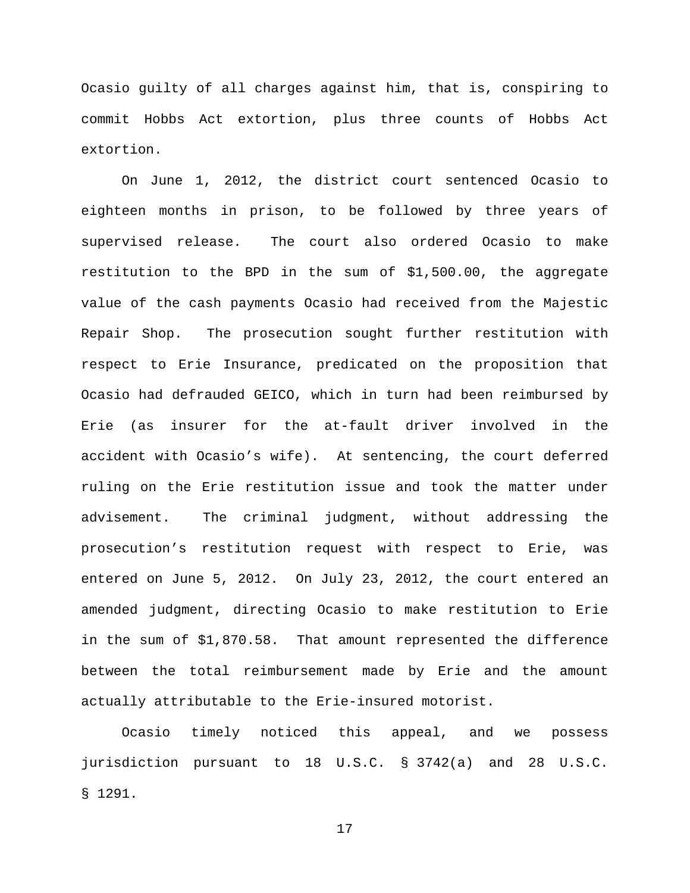Ocasio guilty of all charges against him, that is, conspiring to commit Hobbs Act extortion, plus three counts of Hobbs Act extortion.

On June 1, 2012, the district court sentenced Ocasio to eighteen months in prison, to be followed by three years of supervised release. The court also ordered Ocasio to make restitution to the BPD in the sum of $1,500.00, the aggregate value of the cash payments Ocasio had received from the Majestic Repair Shop. The prosecution sought further restitution with respect to Erie Insurance, predicated on the proposition that Ocasio had defrauded GEICO, which in turn had been reimbursed by Erie (as insurer for the at-fault driver involved in the accident with Ocasio's wife). At sentencing, the court deferred ruling on the Erie restitution issue and took the matter under advisement. The criminal judgment, without addressing the prosecution's restitution request with respect to Erie, was entered on June 5, 2012. On July 23, 2012, the court entered an amended judgment, directing Ocasio to make restitution to Erie in the sum of $1,870.58. That amount represented the difference between the total reimbursement made by Erie and the amount actually attributable to the Erie-insured motorist.

Ocasio timely noticed this appeal, and we possess jurisdiction pursuant to 18 U.S.C. § 3742(a) and 28 U.S.C. § 1291.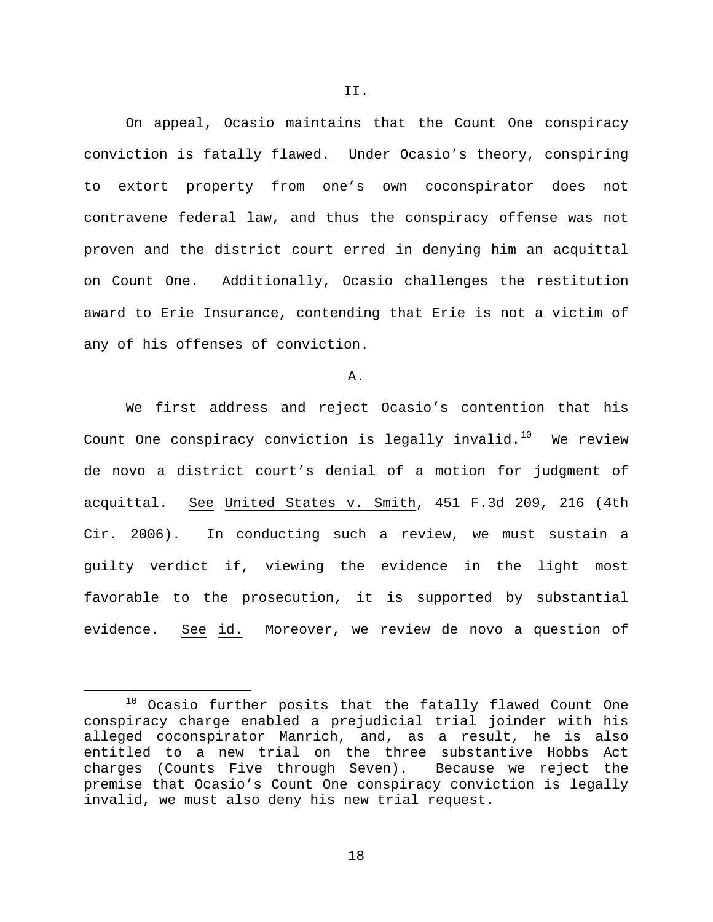II.

On appeal, Ocasio maintains that the Count One conspiracy conviction is fatally flawed. Under Ocasio's theory, conspiring to extort property from one's own coconspirator does not contravene federal law, and thus the conspiracy offense was not proven and the district court erred in denying him an acquittal on Count One. Additionally, Ocasio challenges the restitution award to Erie Insurance, contending that Erie is not a victim of any of his offenses of conviction.

A.

We first address and reject Ocasio's contention that his Count One conspiracy conviction is legally invalid.[10] We review de novo a district court's denial of a motion for judgment of acquittal. See United States v. Smith, 451 F.3d 209, 216 (4th Cir. 2006). In conducting such a review, we must sustain a guilty verdict if, viewing the evidence in the light most favorable to the prosecution, it is supported by substantial evidence. See id. Moreover, we review de novo a question of

---

[10] Ocasio further posits that the fatally flawed Count One conspiracy charge enabled a prejudicial trial joinder with his alleged coconspirator Manrich, and, as a result, he is also entitled to a new trial on the three substantive Hobbs Act charges (Counts Five through Seven). Because we reject the premise that Ocasio's Count One conspiracy conviction is legally invalid, we must also deny his new trial request.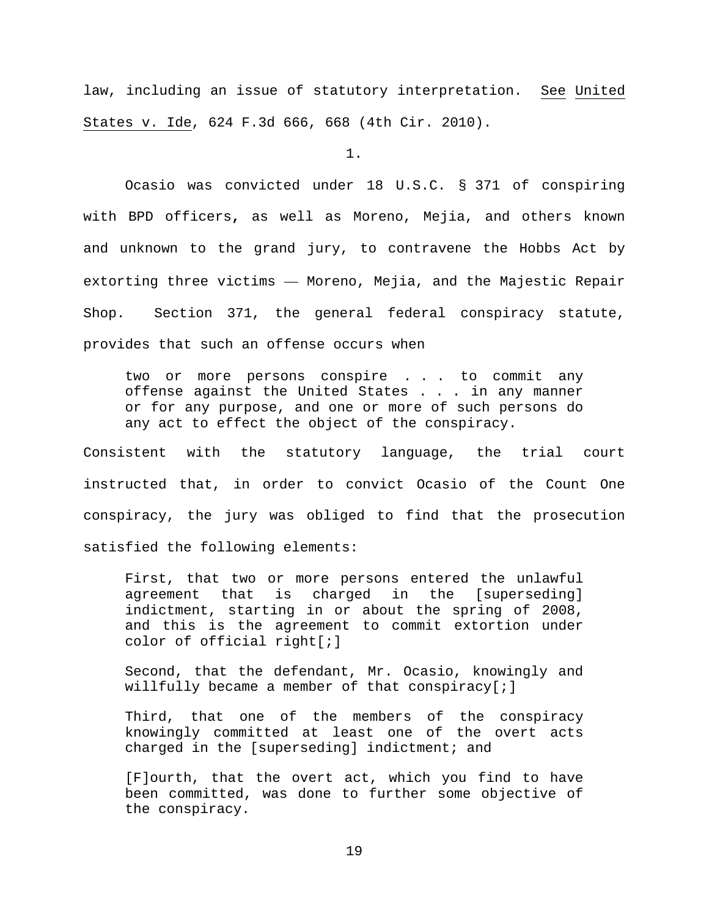law, including an issue of statutory interpretation. See United States v. Ide, 624 F.3d 666, 668 (4th Cir. 2010).

1.

Ocasio was convicted under 18 U.S.C. § 371 of conspiring with BPD officers, as well as Moreno, Mejia, and others known and unknown to the grand jury, to contravene the Hobbs Act by extorting three victims — Moreno, Mejia, and the Majestic Repair Shop. Section 371, the general federal conspiracy statute, provides that such an offense occurs when

> two or more persons conspire . . . to commit any offense against the United States . . . in any manner or for any purpose, and one or more of such persons do any act to effect the object of the conspiracy.

Consistent with the statutory language, the trial court instructed that, in order to convict Ocasio of the Count One conspiracy, the jury was obliged to find that the prosecution satisfied the following elements:

> First, that two or more persons entered the unlawful agreement that is charged in the [superseding] indictment, starting in or about the spring of 2008, and this is the agreement to commit extortion under color of official right[;]
>
> Second, that the defendant, Mr. Ocasio, knowingly and willfully became a member of that conspiracy[;]
>
> Third, that one of the members of the conspiracy knowingly committed at least one of the overt acts charged in the [superseding] indictment; and
>
> [F]ourth, that the overt act, which you find to have been committed, was done to further some objective of the conspiracy.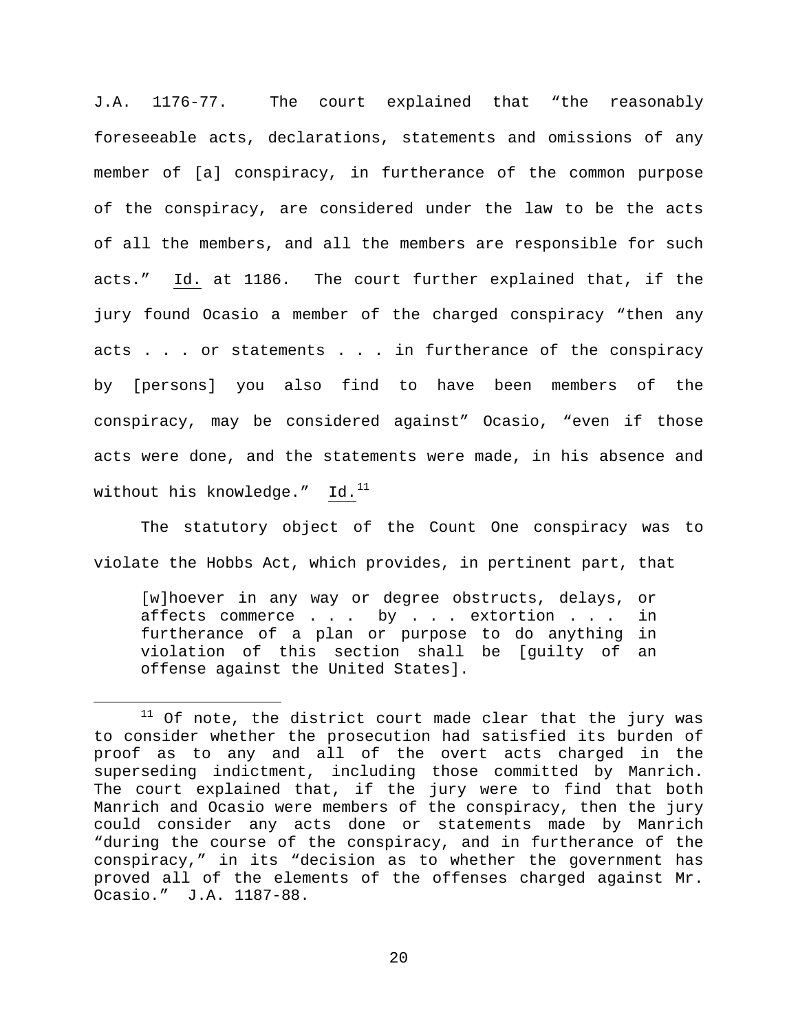J.A. 1176-77. The court explained that "the reasonably foreseeable acts, declarations, statements and omissions of any member of [a] conspiracy, in furtherance of the common purpose of the conspiracy, are considered under the law to be the acts of all the members, and all the members are responsible for such acts." Id. at 1186. The court further explained that, if the jury found Ocasio a member of the charged conspiracy "then any acts . . . or statements . . . in furtherance of the conspiracy by [persons] you also find to have been members of the conspiracy, may be considered against" Ocasio, "even if those acts were done, and the statements were made, in his absence and without his knowledge." Id.[11]

The statutory object of the Count One conspiracy was to violate the Hobbs Act, which provides, in pertinent part, that

> [w]hoever in any way or degree obstructs, delays, or affects commerce . . . by . . . extortion . . . in furtherance of a plan or purpose to do anything in violation of this section shall be [guilty of an offense against the United States].

---

[11] Of note, the district court made clear that the jury was to consider whether the prosecution had satisfied its burden of proof as to any and all of the overt acts charged in the superseding indictment, including those committed by Manrich. The court explained that, if the jury were to find that both Manrich and Ocasio were members of the conspiracy, then the jury could consider any acts done or statements made by Manrich "during the course of the conspiracy, and in furtherance of the conspiracy," in its "decision as to whether the government has proved all of the elements of the offenses charged against Mr. Ocasio." J.A. 1187-88.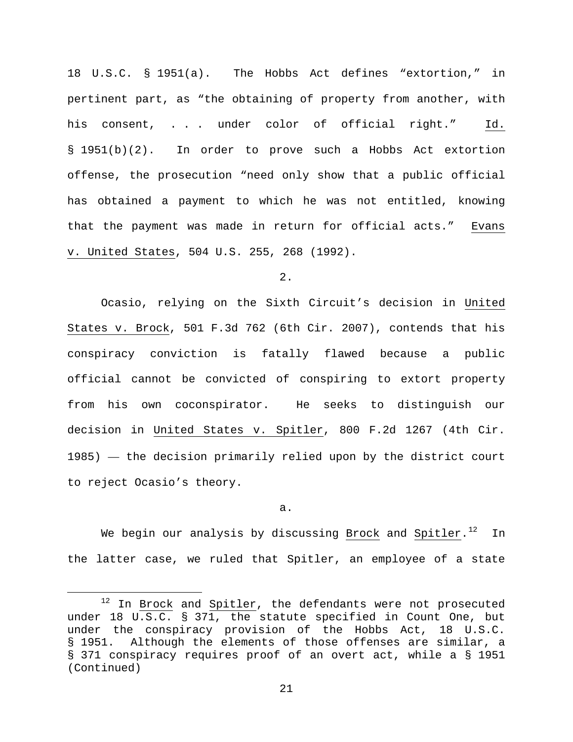18 U.S.C. § 1951(a). The Hobbs Act defines "extortion," in pertinent part, as "the obtaining of property from another, with his consent, . . . under color of official right." Id. § 1951(b)(2). In order to prove such a Hobbs Act extortion offense, the prosecution "need only show that a public official has obtained a payment to which he was not entitled, knowing that the payment was made in return for official acts." Evans v. United States, 504 U.S. 255, 268 (1992).

2.

Ocasio, relying on the Sixth Circuit's decision in United States v. Brock, 501 F.3d 762 (6th Cir. 2007), contends that his conspiracy conviction is fatally flawed because a public official cannot be convicted of conspiring to extort property from his own coconspirator. He seeks to distinguish our decision in United States v. Spitler, 800 F.2d 1267 (4th Cir. 1985) — the decision primarily relied upon by the district court to reject Ocasio's theory.

a.

We begin our analysis by discussing Brock and Spitler.[12] In the latter case, we ruled that Spitler, an employee of a state

---

[12] In Brock and Spitler, the defendants were not prosecuted under 18 U.S.C. § 371, the statute specified in Count One, but under the conspiracy provision of the Hobbs Act, 18 U.S.C. § 1951. Although the elements of those offenses are similar, a § 371 conspiracy requires proof of an overt act, while a § 1951 (Continued)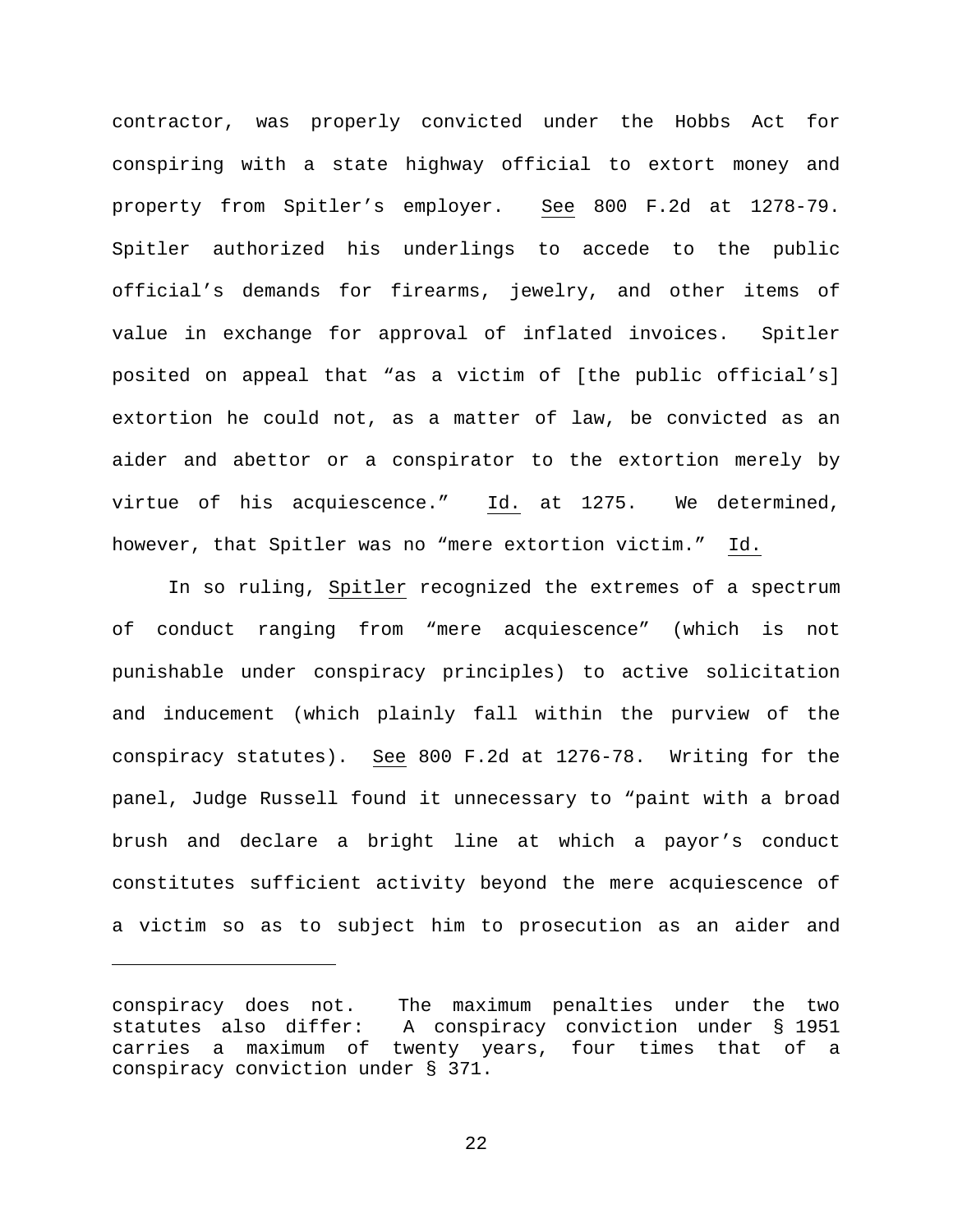contractor, was properly convicted under the Hobbs Act for conspiring with a state highway official to extort money and property from Spitler's employer. See 800 F.2d at 1278-79. Spitler authorized his underlings to accede to the public official's demands for firearms, jewelry, and other items of value in exchange for approval of inflated invoices. Spitler posited on appeal that "as a victim of [the public official's] extortion he could not, as a matter of law, be convicted as an aider and abettor or a conspirator to the extortion merely by virtue of his acquiescence." Id. at 1275. We determined, however, that Spitler was no "mere extortion victim." Id.

In so ruling, Spitler recognized the extremes of a spectrum of conduct ranging from "mere acquiescence" (which is not punishable under conspiracy principles) to active solicitation and inducement (which plainly fall within the purview of the conspiracy statutes). See 800 F.2d at 1276-78. Writing for the panel, Judge Russell found it unnecessary to "paint with a broad brush and declare a bright line at which a payor's conduct constitutes sufficient activity beyond the mere acquiescence of a victim so as to subject him to prosecution as an aider and

---

conspiracy does not. The maximum penalties under the two statutes also differ: A conspiracy conviction under § 1951 carries a maximum of twenty years, four times that of a conspiracy conviction under § 371.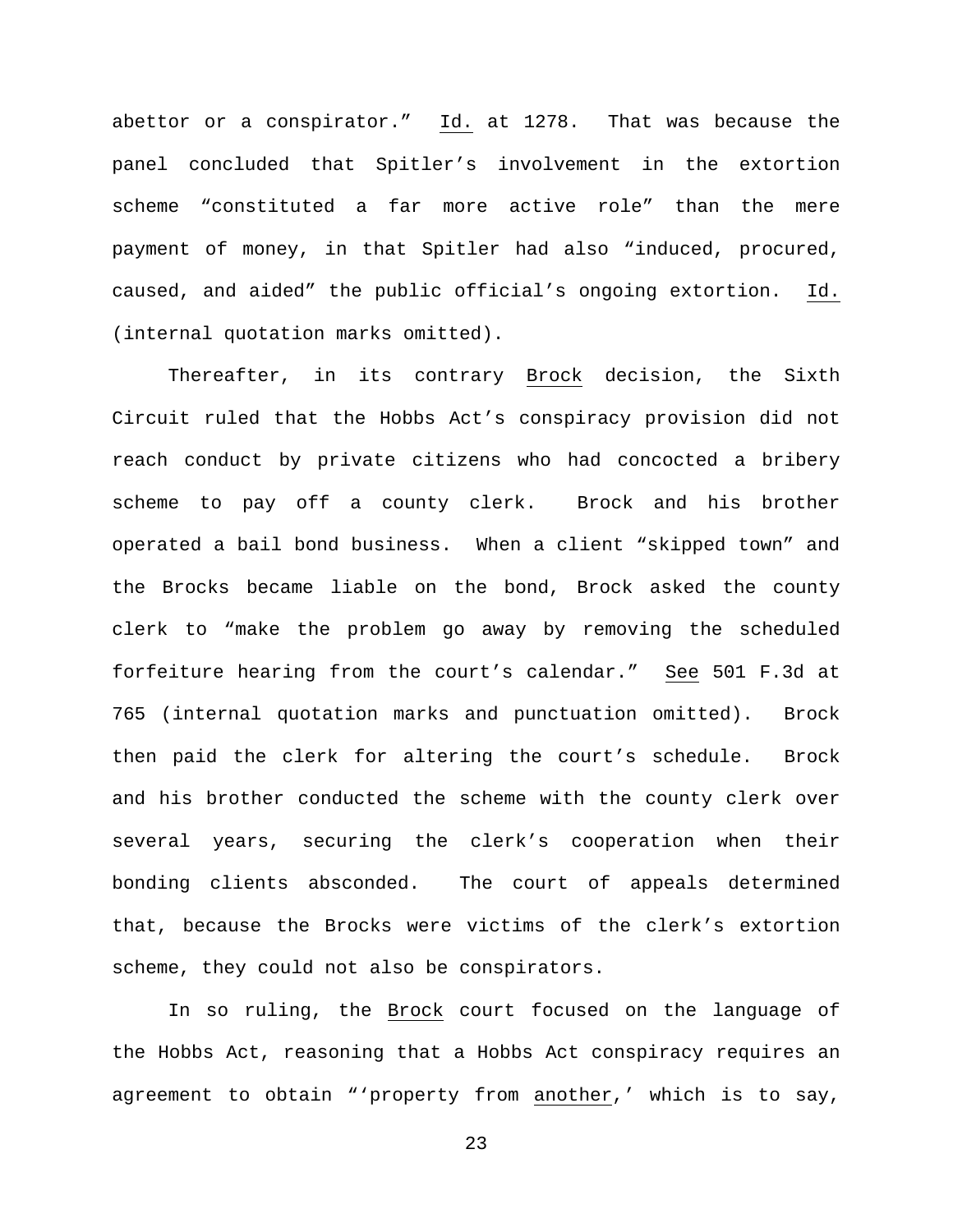abettor or a conspirator." Id. at 1278. That was because the panel concluded that Spitler's involvement in the extortion scheme "constituted a far more active role" than the mere payment of money, in that Spitler had also "induced, procured, caused, and aided" the public official's ongoing extortion. Id. (internal quotation marks omitted).

Thereafter, in its contrary Brock decision, the Sixth Circuit ruled that the Hobbs Act's conspiracy provision did not reach conduct by private citizens who had concocted a bribery scheme to pay off a county clerk. Brock and his brother operated a bail bond business. When a client "skipped town" and the Brocks became liable on the bond, Brock asked the county clerk to "make the problem go away by removing the scheduled forfeiture hearing from the court's calendar." See 501 F.3d at 765 (internal quotation marks and punctuation omitted). Brock then paid the clerk for altering the court's schedule. Brock and his brother conducted the scheme with the county clerk over several years, securing the clerk's cooperation when their bonding clients absconded. The court of appeals determined that, because the Brocks were victims of the clerk's extortion scheme, they could not also be conspirators.

In so ruling, the Brock court focused on the language of the Hobbs Act, reasoning that a Hobbs Act conspiracy requires an agreement to obtain "'property from another,' which is to say,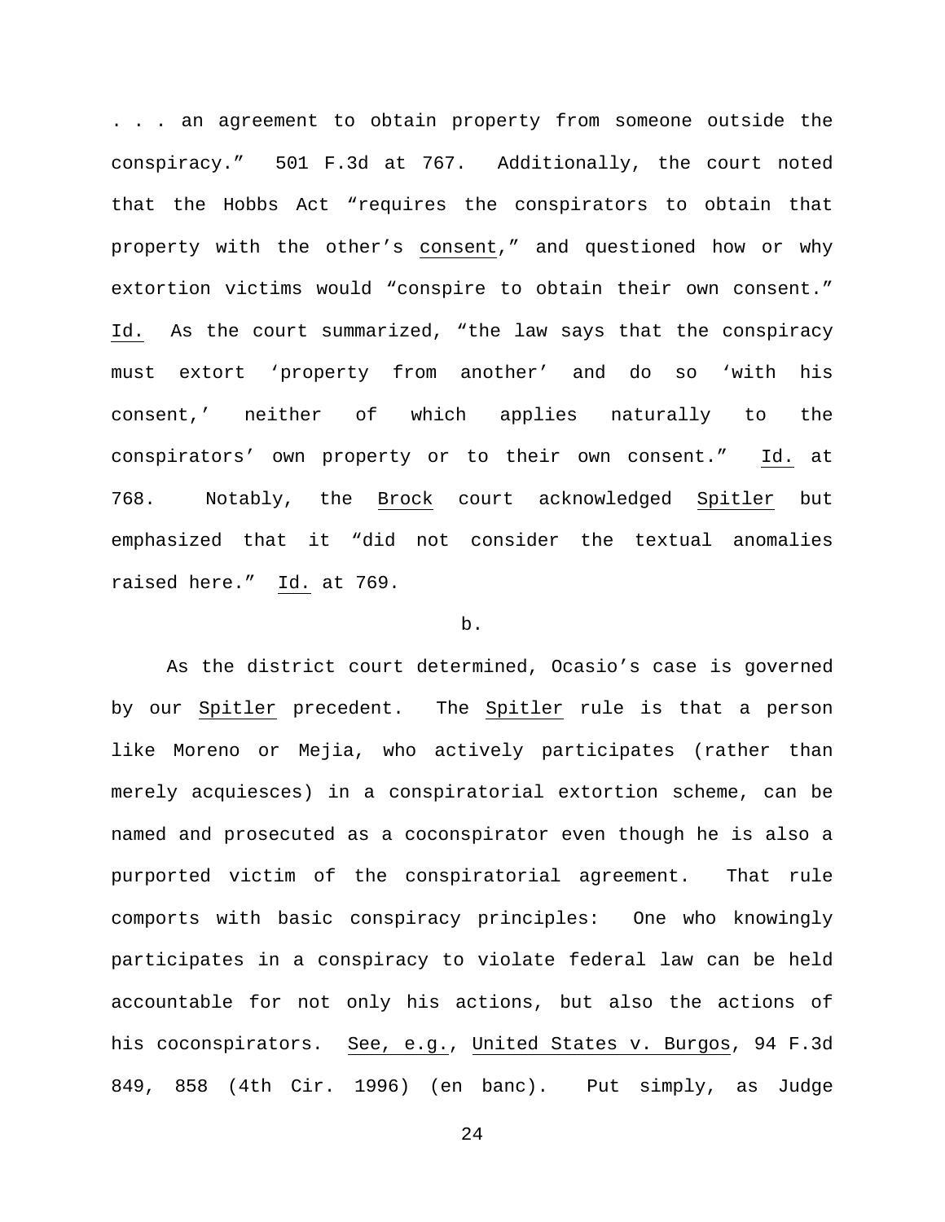. . . an agreement to obtain property from someone outside the conspiracy." 501 F.3d at 767. Additionally, the court noted that the Hobbs Act "requires the conspirators to obtain that property with the other's consent," and questioned how or why extortion victims would "conspire to obtain their own consent." Id. As the court summarized, "the law says that the conspiracy must extort 'property from another' and do so 'with his consent,' neither of which applies naturally to the conspirators' own property or to their own consent." Id. at 768. Notably, the Brock court acknowledged Spitler but emphasized that it "did not consider the textual anomalies raised here." Id. at 769.

b.

As the district court determined, Ocasio's case is governed by our Spitler precedent. The Spitler rule is that a person like Moreno or Mejia, who actively participates (rather than merely acquiesces) in a conspiratorial extortion scheme, can be named and prosecuted as a coconspirator even though he is also a purported victim of the conspiratorial agreement. That rule comports with basic conspiracy principles: One who knowingly participates in a conspiracy to violate federal law can be held accountable for not only his actions, but also the actions of his coconspirators. See, e.g., United States v. Burgos, 94 F.3d 849, 858 (4th Cir. 1996) (en banc). Put simply, as Judge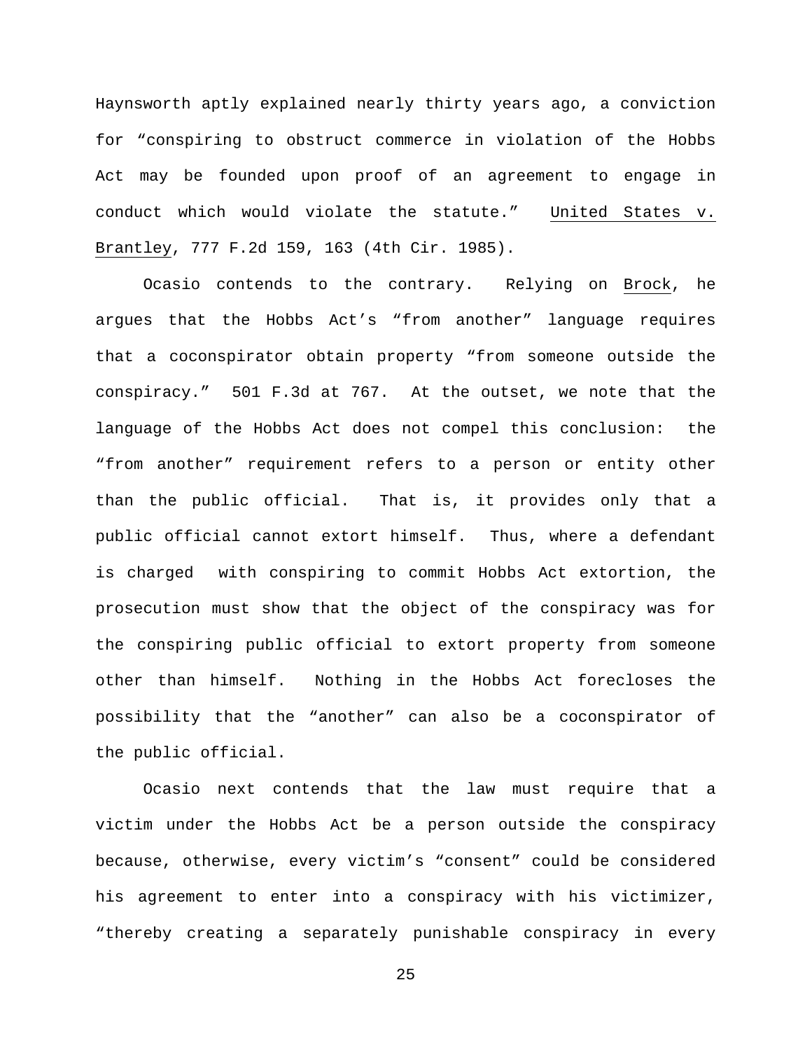Haynsworth aptly explained nearly thirty years ago, a conviction for "conspiring to obstruct commerce in violation of the Hobbs Act may be founded upon proof of an agreement to engage in conduct which would violate the statute." United States v. Brantley, 777 F.2d 159, 163 (4th Cir. 1985).

Ocasio contends to the contrary. Relying on Brock, he argues that the Hobbs Act's "from another" language requires that a coconspirator obtain property "from someone outside the conspiracy." 501 F.3d at 767. At the outset, we note that the language of the Hobbs Act does not compel this conclusion: the "from another" requirement refers to a person or entity other than the public official. That is, it provides only that a public official cannot extort himself. Thus, where a defendant is charged with conspiring to commit Hobbs Act extortion, the prosecution must show that the object of the conspiracy was for the conspiring public official to extort property from someone other than himself. Nothing in the Hobbs Act forecloses the possibility that the "another" can also be a coconspirator of the public official.

Ocasio next contends that the law must require that a victim under the Hobbs Act be a person outside the conspiracy because, otherwise, every victim's "consent" could be considered his agreement to enter into a conspiracy with his victimizer, "thereby creating a separately punishable conspiracy in every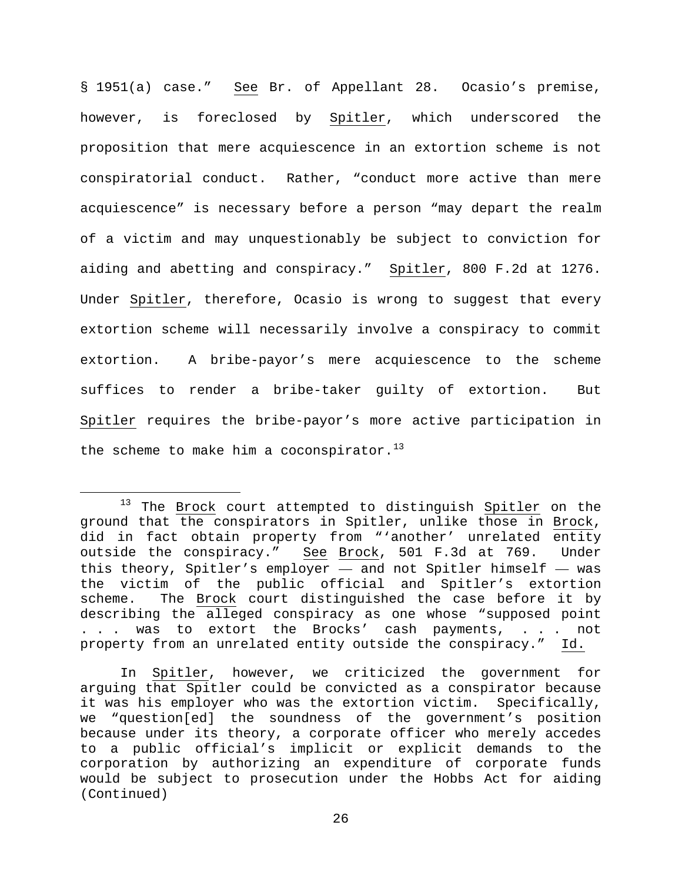§ 1951(a) case." See Br. of Appellant 28. Ocasio's premise, however, is foreclosed by Spitler, which underscored the proposition that mere acquiescence in an extortion scheme is not conspiratorial conduct. Rather, "conduct more active than mere acquiescence" is necessary before a person "may depart the realm of a victim and may unquestionably be subject to conviction for aiding and abetting and conspiracy." Spitler, 800 F.2d at 1276. Under Spitler, therefore, Ocasio is wrong to suggest that every extortion scheme will necessarily involve a conspiracy to commit extortion. A bribe-payor's mere acquiescence to the scheme suffices to render a bribe-taker guilty of extortion. But Spitler requires the bribe-payor's more active participation in the scheme to make him a coconspirator.[13]

---

[13] The Brock court attempted to distinguish Spitler on the ground that the conspirators in Spitler, unlike those in Brock, did in fact obtain property from "'another' unrelated entity outside the conspiracy." See Brock, 501 F.3d at 769. Under this theory, Spitler's employer — and not Spitler himself — was the victim of the public official and Spitler's extortion scheme. The Brock court distinguished the case before it by describing the alleged conspiracy as one whose "supposed point . . . was to extort the Brocks' cash payments, . . . not property from an unrelated entity outside the conspiracy." Id.

In Spitler, however, we criticized the government for arguing that Spitler could be convicted as a conspirator because it was his employer who was the extortion victim. Specifically, we "question[ed] the soundness of the government's position because under its theory, a corporate officer who merely accedes to a public official's implicit or explicit demands to the corporation by authorizing an expenditure of corporate funds would be subject to prosecution under the Hobbs Act for aiding (Continued)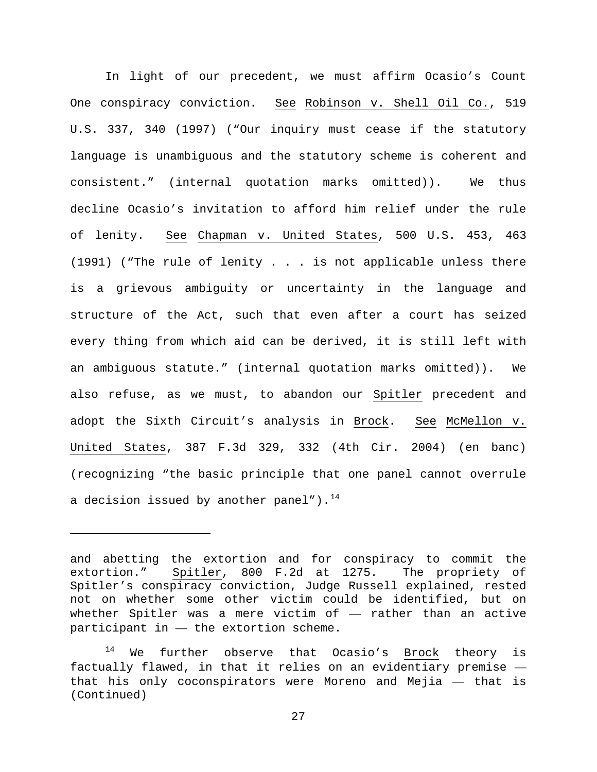In light of our precedent, we must affirm Ocasio's Count One conspiracy conviction. See Robinson v. Shell Oil Co., 519 U.S. 337, 340 (1997) ("Our inquiry must cease if the statutory language is unambiguous and the statutory scheme is coherent and consistent." (internal quotation marks omitted)). We thus decline Ocasio's invitation to afford him relief under the rule of lenity. See Chapman v. United States, 500 U.S. 453, 463 (1991) ("The rule of lenity . . . is not applicable unless there is a grievous ambiguity or uncertainty in the language and structure of the Act, such that even after a court has seized every thing from which aid can be derived, it is still left with an ambiguous statute." (internal quotation marks omitted)). We also refuse, as we must, to abandon our Spitler precedent and adopt the Sixth Circuit's analysis in Brock. See McMellon v. United States, 387 F.3d 329, 332 (4th Cir. 2004) (en banc) (recognizing "the basic principle that one panel cannot overrule a decision issued by another panel").[14]

---

and abetting the extortion and for conspiracy to commit the extortion." Spitler, 800 F.2d at 1275. The propriety of Spitler's conspiracy conviction, Judge Russell explained, rested not on whether some other victim could be identified, but on whether Spitler was a mere victim of — rather than an active participant in — the extortion scheme.

[14] We further observe that Ocasio's Brock theory is factually flawed, in that it relies on an evidentiary premise — that his only coconspirators were Moreno and Mejia — that is (Continued)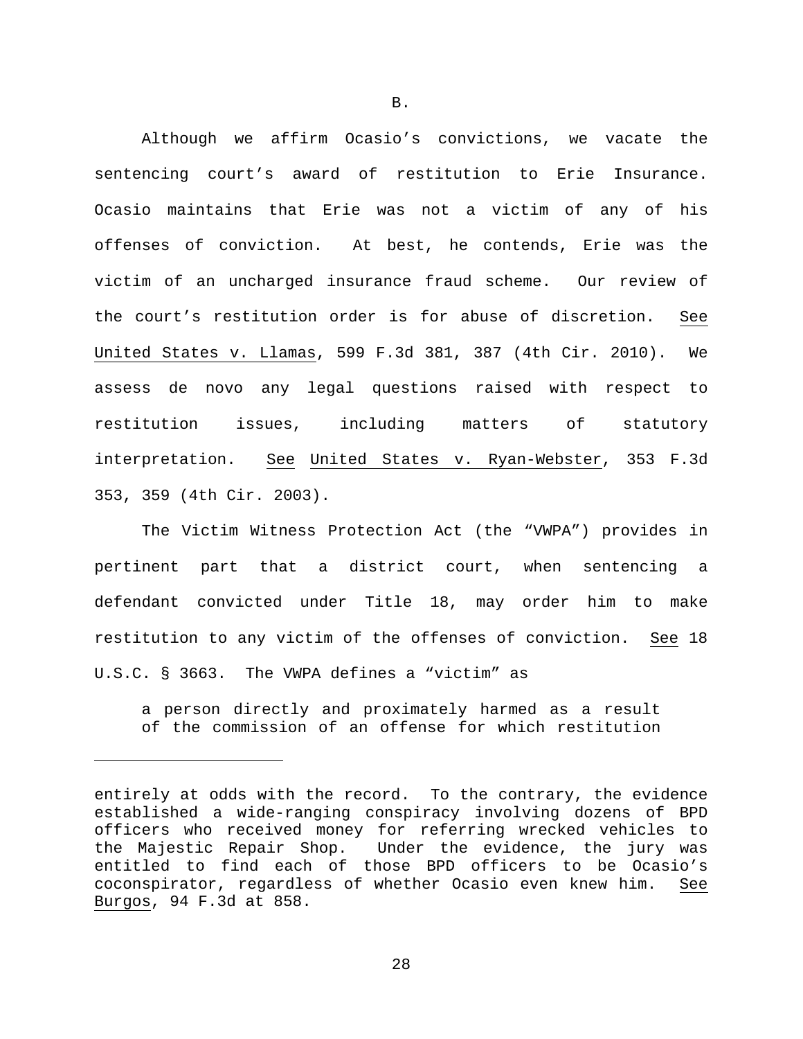B.

Although we affirm Ocasio's convictions, we vacate the sentencing court's award of restitution to Erie Insurance. Ocasio maintains that Erie was not a victim of any of his offenses of conviction. At best, he contends, Erie was the victim of an uncharged insurance fraud scheme. Our review of the court's restitution order is for abuse of discretion. See United States v. Llamas, 599 F.3d 381, 387 (4th Cir. 2010). We assess de novo any legal questions raised with respect to restitution issues, including matters of statutory interpretation. See United States v. Ryan-Webster, 353 F.3d 353, 359 (4th Cir. 2003).

The Victim Witness Protection Act (the "VWPA") provides in pertinent part that a district court, when sentencing a defendant convicted under Title 18, may order him to make restitution to any victim of the offenses of conviction. See 18 U.S.C. § 3663. The VWPA defines a "victim" as

> a person directly and proximately harmed as a result of the commission of an offense for which restitution

---

entirely at odds with the record. To the contrary, the evidence established a wide-ranging conspiracy involving dozens of BPD officers who received money for referring wrecked vehicles to the Majestic Repair Shop. Under the evidence, the jury was entitled to find each of those BPD officers to be Ocasio's coconspirator, regardless of whether Ocasio even knew him. See Burgos, 94 F.3d at 858.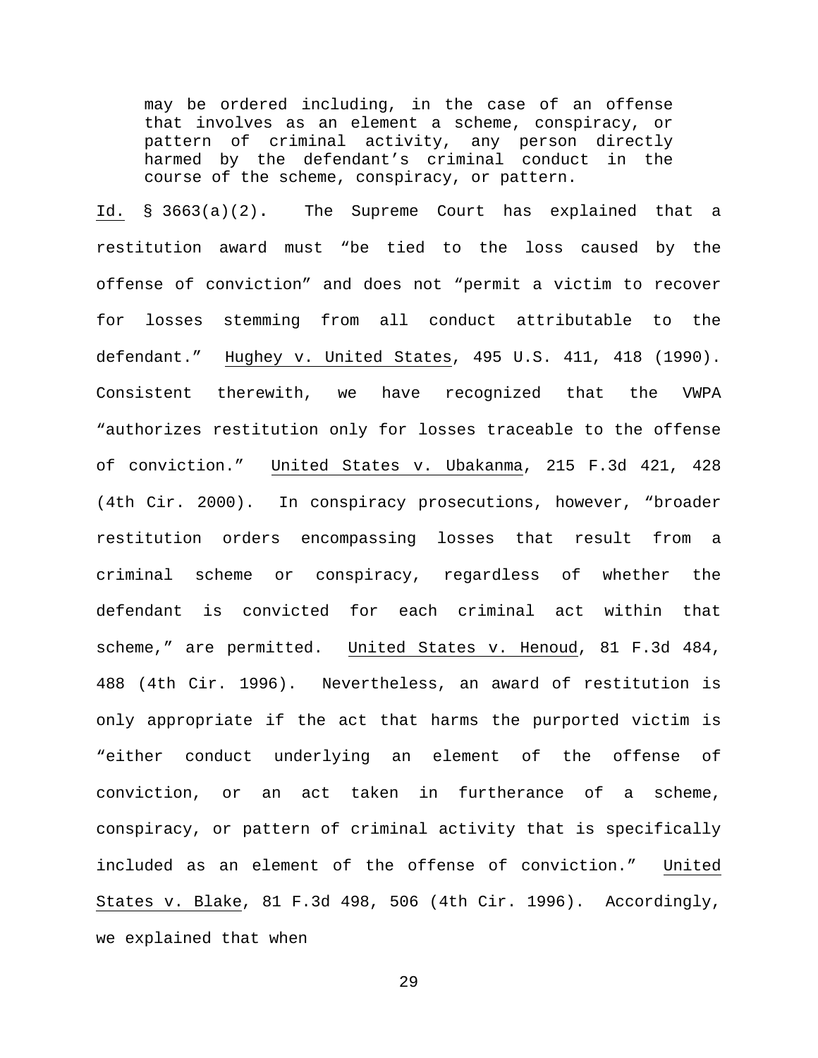> may be ordered including, in the case of an offense that involves as an element a scheme, conspiracy, or pattern of criminal activity, any person directly harmed by the defendant's criminal conduct in the course of the scheme, conspiracy, or pattern.

Id. § 3663(a)(2). The Supreme Court has explained that a restitution award must "be tied to the loss caused by the offense of conviction" and does not "permit a victim to recover for losses stemming from all conduct attributable to the defendant." Hughey v. United States, 495 U.S. 411, 418 (1990). Consistent therewith, we have recognized that the VWPA "authorizes restitution only for losses traceable to the offense of conviction." United States v. Ubakanma, 215 F.3d 421, 428 (4th Cir. 2000). In conspiracy prosecutions, however, "broader restitution orders encompassing losses that result from a criminal scheme or conspiracy, regardless of whether the defendant is convicted for each criminal act within that scheme," are permitted. United States v. Henoud, 81 F.3d 484, 488 (4th Cir. 1996). Nevertheless, an award of restitution is only appropriate if the act that harms the purported victim is "either conduct underlying an element of the offense of conviction, or an act taken in furtherance of a scheme, conspiracy, or pattern of criminal activity that is specifically included as an element of the offense of conviction." United States v. Blake, 81 F.3d 498, 506 (4th Cir. 1996). Accordingly, we explained that when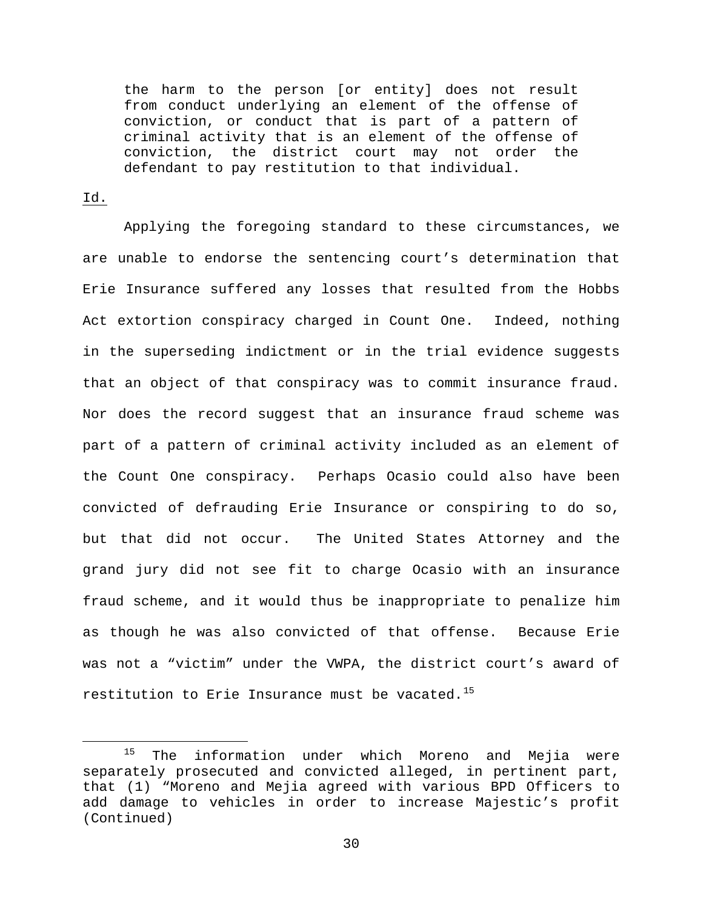> the harm to the person [or entity] does not result from conduct underlying an element of the offense of conviction, or conduct that is part of a pattern of criminal activity that is an element of the offense of conviction, the district court may not order the defendant to pay restitution to that individual.

Id.

Applying the foregoing standard to these circumstances, we are unable to endorse the sentencing court's determination that Erie Insurance suffered any losses that resulted from the Hobbs Act extortion conspiracy charged in Count One. Indeed, nothing in the superseding indictment or in the trial evidence suggests that an object of that conspiracy was to commit insurance fraud. Nor does the record suggest that an insurance fraud scheme was part of a pattern of criminal activity included as an element of the Count One conspiracy. Perhaps Ocasio could also have been convicted of defrauding Erie Insurance or conspiring to do so, but that did not occur. The United States Attorney and the grand jury did not see fit to charge Ocasio with an insurance fraud scheme, and it would thus be inappropriate to penalize him as though he was also convicted of that offense. Because Erie was not a "victim" under the VWPA, the district court's award of restitution to Erie Insurance must be vacated.[15]

---

[15] The information under which Moreno and Mejia were separately prosecuted and convicted alleged, in pertinent part, that (1) "Moreno and Mejia agreed with various BPD Officers to add damage to vehicles in order to increase Majestic's profit (Continued)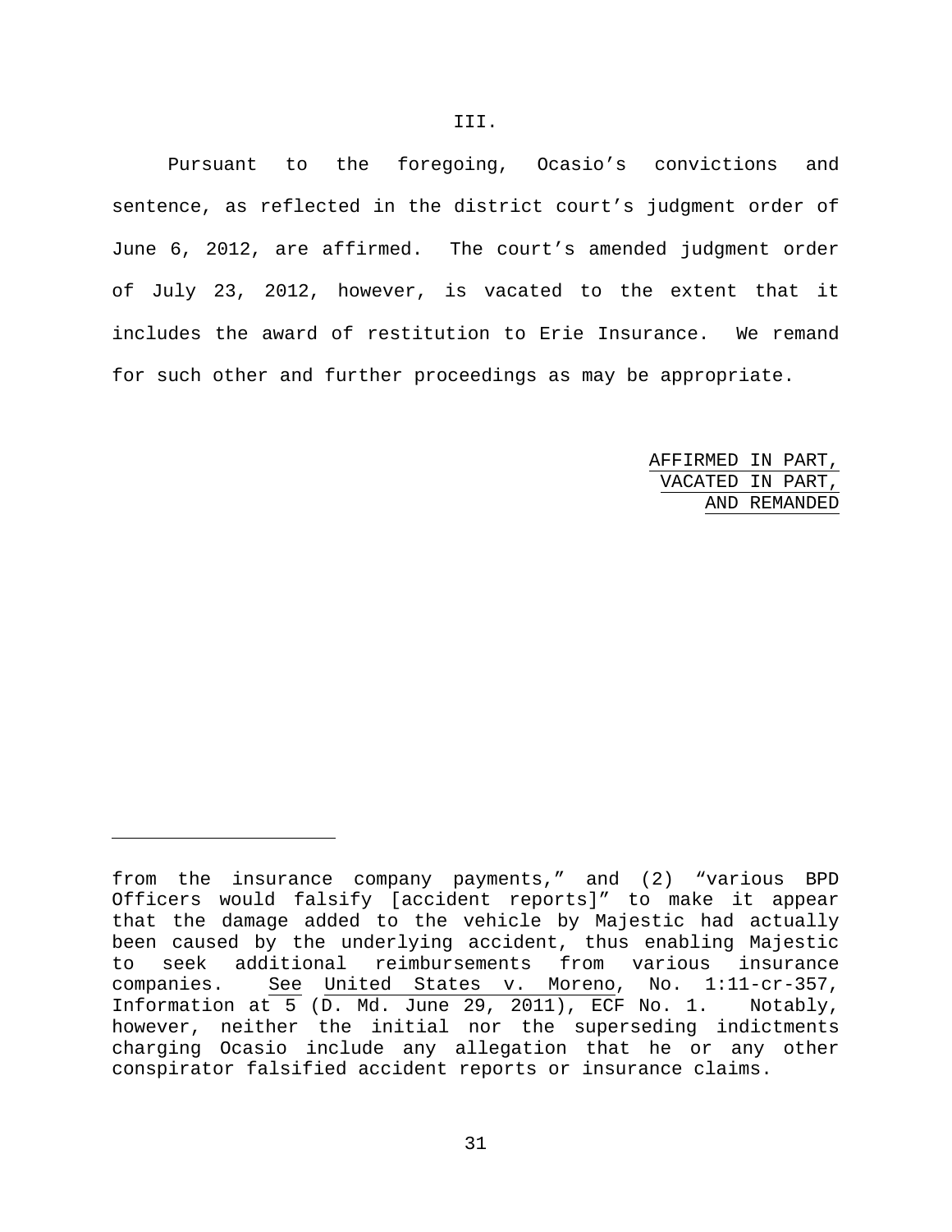III.

Pursuant to the foregoing, Ocasio's convictions and sentence, as reflected in the district court's judgment order of June 6, 2012, are affirmed. The court's amended judgment order of July 23, 2012, however, is vacated to the extent that it includes the award of restitution to Erie Insurance. We remand for such other and further proceedings as may be appropriate.

AFFIRMED IN PART,
VACATED IN PART,
AND REMANDED

---

from the insurance company payments," and (2) "various BPD Officers would falsify [accident reports]" to make it appear that the damage added to the vehicle by Majestic had actually been caused by the underlying accident, thus enabling Majestic to seek additional reimbursements from various insurance companies. See United States v. Moreno, No. 1:11-cr-357, Information at 5 (D. Md. June 29, 2011), ECF No. 1. Notably, however, neither the initial nor the superseding indictments charging Ocasio include any allegation that he or any other conspirator falsified accident reports or insurance claims.